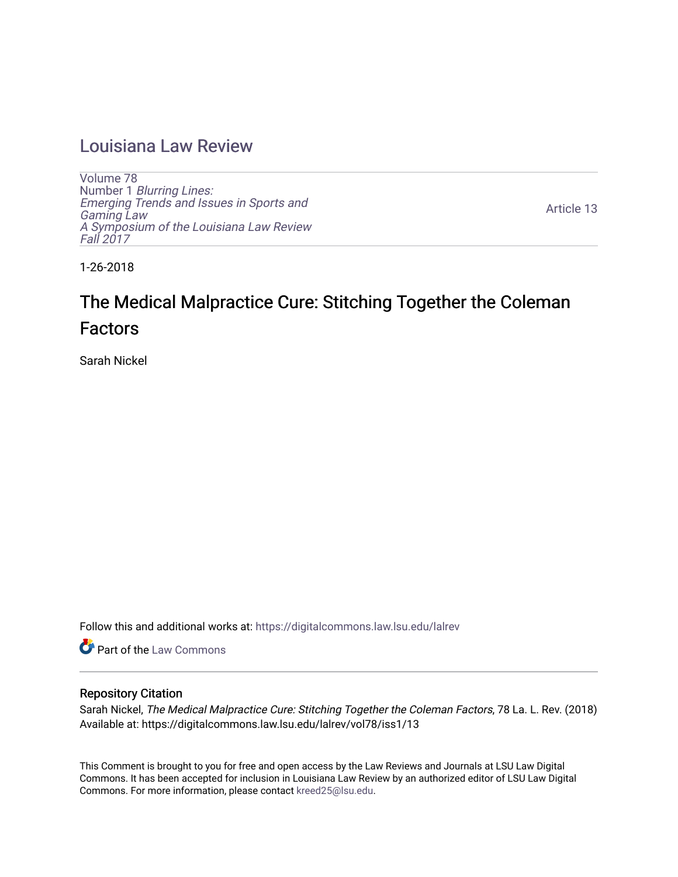# Louisiana Law Review

Volume 78
Number 1 *Blurring Lines:*
*Emerging Trends and Issues in Sports and Gaming Law*
*A Symposium of the Louisiana Law Review*
*Fall 2017*

Article 13

1-26-2018

## The Medical Malpractice Cure: Stitching Together the Coleman Factors

Sarah Nickel

Follow this and additional works at: https://digitalcommons.law.lsu.edu/lalrev

Part of the Law Commons

### Repository Citation

Sarah Nickel, *The Medical Malpractice Cure: Stitching Together the Coleman Factors*, 78 La. L. Rev. (2018)
Available at: https://digitalcommons.law.lsu.edu/lalrev/vol78/iss1/13

This Comment is brought to you for free and open access by the Law Reviews and Journals at LSU Law Digital Commons. It has been accepted for inclusion in Louisiana Law Review by an authorized editor of LSU Law Digital Commons. For more information, please contact kreed25@lsu.edu.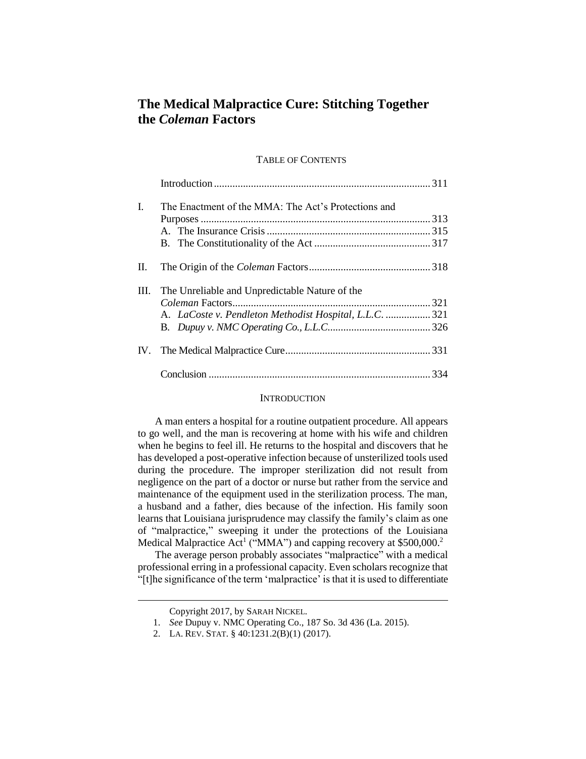# The Medical Malpractice Cure: Stitching Together the *Coleman* Factors

TABLE OF CONTENTS

| | | |
|---|---|---|
| | Introduction | 311 |
| I. | The Enactment of the MMA: The Act's Protections and Purposes | 313 |
| | A. The Insurance Crisis | 315 |
| | B. The Constitutionality of the Act | 317 |
| II. | The Origin of the *Coleman* Factors | 318 |
| III. | The Unreliable and Unpredictable Nature of the *Coleman* Factors | 321 |
| | A. *LaCoste v. Pendleton Methodist Hospital, L.L.C.* | 321 |
| | B. *Dupuy v. NMC Operating Co., L.L.C.* | 326 |
| IV. | The Medical Malpractice Cure | 331 |
| | Conclusion | 334 |

## INTRODUCTION

A man enters a hospital for a routine outpatient procedure. All appears to go well, and the man is recovering at home with his wife and children when he begins to feel ill. He returns to the hospital and discovers that he has developed a post-operative infection because of unsterilized tools used during the procedure. The improper sterilization did not result from negligence on the part of a doctor or nurse but rather from the service and maintenance of the equipment used in the sterilization process. The man, a husband and a father, dies because of the infection. His family soon learns that Louisiana jurisprudence may classify the family's claim as one of "malpractice," sweeping it under the protections of the Louisiana Medical Malpractice Act[1] ("MMA") and capping recovery at $500,000.[2]

The average person probably associates "malpractice" with a medical professional erring in a professional capacity. Even scholars recognize that "[t]he significance of the term 'malpractice' is that it is used to differentiate

---

Copyright 2017, by SARAH NICKEL.

1. *See* Dupuy v. NMC Operating Co., 187 So. 3d 436 (La. 2015).

2. LA. REV. STAT. § 40:1231.2(B)(1) (2017).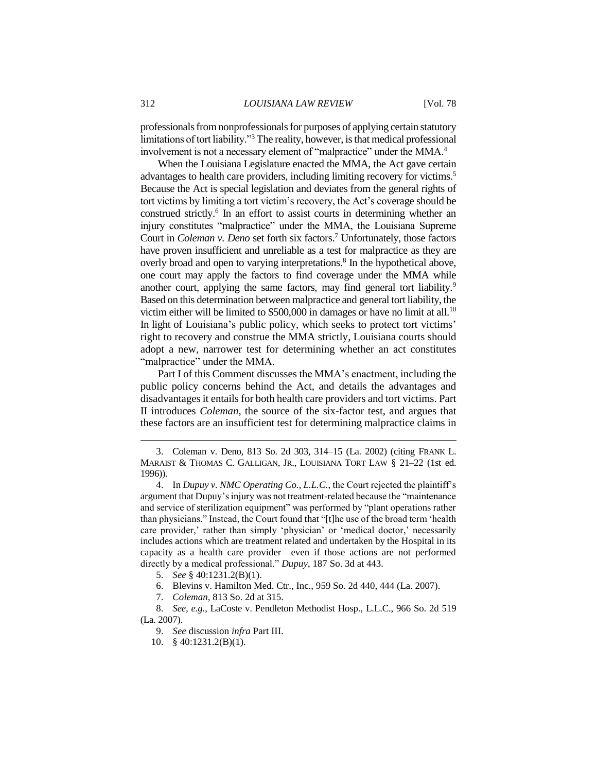professionals from nonprofessionals for purposes of applying certain statutory limitations of tort liability."[3] The reality, however, is that medical professional involvement is not a necessary element of "malpractice" under the MMA.[4]

When the Louisiana Legislature enacted the MMA, the Act gave certain advantages to health care providers, including limiting recovery for victims.[5] Because the Act is special legislation and deviates from the general rights of tort victims by limiting a tort victim's recovery, the Act's coverage should be construed strictly.[6] In an effort to assist courts in determining whether an injury constitutes "malpractice" under the MMA, the Louisiana Supreme Court in *Coleman v. Deno* set forth six factors.[7] Unfortunately, those factors have proven insufficient and unreliable as a test for malpractice as they are overly broad and open to varying interpretations.[8] In the hypothetical above, one court may apply the factors to find coverage under the MMA while another court, applying the same factors, may find general tort liability.[9] Based on this determination between malpractice and general tort liability, the victim either will be limited to $500,000 in damages or have no limit at all.[10] In light of Louisiana's public policy, which seeks to protect tort victims' right to recovery and construe the MMA strictly, Louisiana courts should adopt a new, narrower test for determining whether an act constitutes "malpractice" under the MMA.

Part I of this Comment discusses the MMA's enactment, including the public policy concerns behind the Act, and details the advantages and disadvantages it entails for both health care providers and tort victims. Part II introduces *Coleman*, the source of the six-factor test, and argues that these factors are an insufficient test for determining malpractice claims in

---

3. Coleman v. Deno, 813 So. 2d 303, 314–15 (La. 2002) (citing FRANK L. MARAIST & THOMAS C. GALLIGAN, JR., LOUISIANA TORT LAW § 21–22 (1st ed. 1996)).

4. In *Dupuy v. NMC Operating Co., L.L.C.*, the Court rejected the plaintiff's argument that Dupuy's injury was not treatment-related because the "maintenance and service of sterilization equipment" was performed by "plant operations rather than physicians." Instead, the Court found that "[t]he use of the broad term 'health care provider,' rather than simply 'physician' or 'medical doctor,' necessarily includes actions which are treatment related and undertaken by the Hospital in its capacity as a health care provider—even if those actions are not performed directly by a medical professional." *Dupuy*, 187 So. 3d at 443.

5. *See* § 40:1231.2(B)(1).

6. Blevins v. Hamilton Med. Ctr., Inc., 959 So. 2d 440, 444 (La. 2007).

7. *Coleman*, 813 So. 2d at 315.

8. *See, e.g.*, LaCoste v. Pendleton Methodist Hosp., L.L.C., 966 So. 2d 519 (La. 2007).

9. *See* discussion *infra* Part III.

10. § 40:1231.2(B)(1).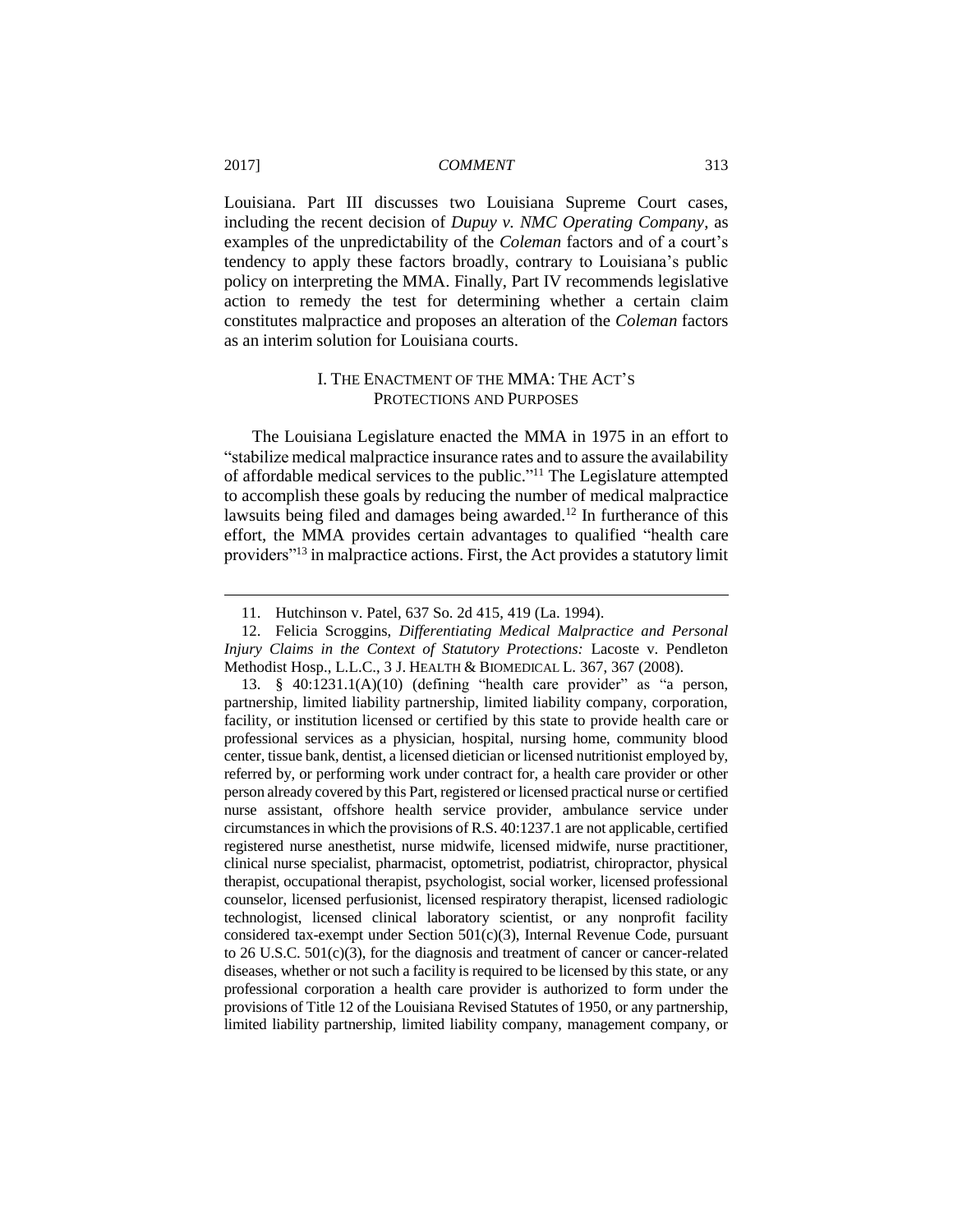Louisiana. Part III discusses two Louisiana Supreme Court cases, including the recent decision of *Dupuy v. NMC Operating Company*, as examples of the unpredictability of the *Coleman* factors and of a court's tendency to apply these factors broadly, contrary to Louisiana's public policy on interpreting the MMA. Finally, Part IV recommends legislative action to remedy the test for determining whether a certain claim constitutes malpractice and proposes an alteration of the *Coleman* factors as an interim solution for Louisiana courts.

## I. THE ENACTMENT OF THE MMA: THE ACT'S PROTECTIONS AND PURPOSES

The Louisiana Legislature enacted the MMA in 1975 in an effort to "stabilize medical malpractice insurance rates and to assure the availability of affordable medical services to the public."[11] The Legislature attempted to accomplish these goals by reducing the number of medical malpractice lawsuits being filed and damages being awarded.[12] In furtherance of this effort, the MMA provides certain advantages to qualified "health care providers"[13] in malpractice actions. First, the Act provides a statutory limit

---

11. Hutchinson v. Patel, 637 So. 2d 415, 419 (La. 1994).

12. Felicia Scroggins, *Differentiating Medical Malpractice and Personal Injury Claims in the Context of Statutory Protections:* Lacoste v. Pendleton Methodist Hosp., L.L.C., 3 J. HEALTH & BIOMEDICAL L. 367, 367 (2008).

13. § 40:1231.1(A)(10) (defining "health care provider" as "a person, partnership, limited liability partnership, limited liability company, corporation, facility, or institution licensed or certified by this state to provide health care or professional services as a physician, hospital, nursing home, community blood center, tissue bank, dentist, a licensed dietician or licensed nutritionist employed by, referred by, or performing work under contract for, a health care provider or other person already covered by this Part, registered or licensed practical nurse or certified nurse assistant, offshore health service provider, ambulance service under circumstances in which the provisions of R.S. 40:1237.1 are not applicable, certified registered nurse anesthetist, nurse midwife, licensed midwife, nurse practitioner, clinical nurse specialist, pharmacist, optometrist, podiatrist, chiropractor, physical therapist, occupational therapist, psychologist, social worker, licensed professional counselor, licensed perfusionist, licensed respiratory therapist, licensed radiologic technologist, licensed clinical laboratory scientist, or any nonprofit facility considered tax-exempt under Section 501(c)(3), Internal Revenue Code, pursuant to 26 U.S.C. 501(c)(3), for the diagnosis and treatment of cancer or cancer-related diseases, whether or not such a facility is required to be licensed by this state, or any professional corporation a health care provider is authorized to form under the provisions of Title 12 of the Louisiana Revised Statutes of 1950, or any partnership, limited liability partnership, limited liability company, management company, or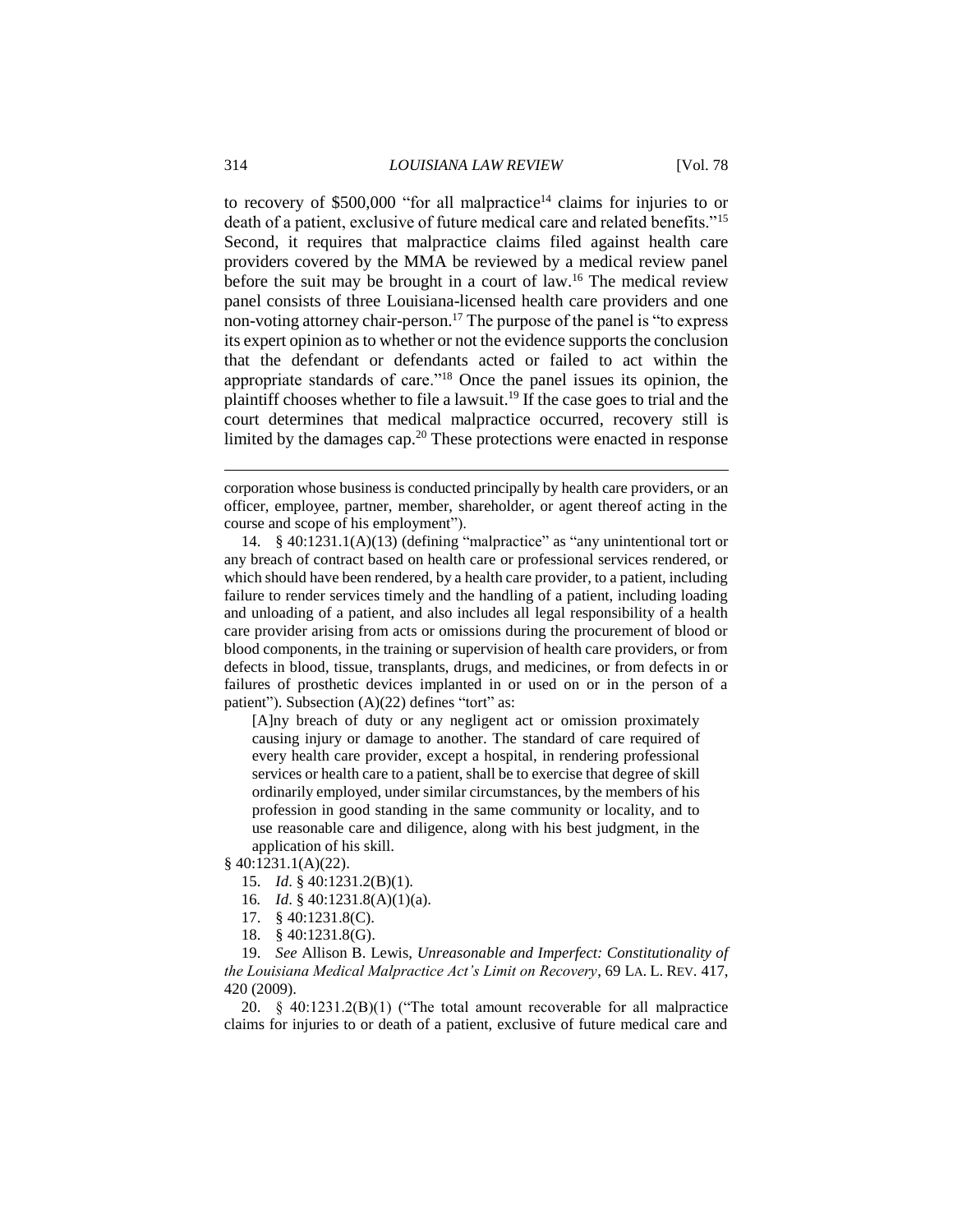to recovery of $500,000 "for all malpractice[14] claims for injuries to or death of a patient, exclusive of future medical care and related benefits."[15] Second, it requires that malpractice claims filed against health care providers covered by the MMA be reviewed by a medical review panel before the suit may be brought in a court of law.[16] The medical review panel consists of three Louisiana-licensed health care providers and one non-voting attorney chair-person.[17] The purpose of the panel is "to express its expert opinion as to whether or not the evidence supports the conclusion that the defendant or defendants acted or failed to act within the appropriate standards of care."[18] Once the panel issues its opinion, the plaintiff chooses whether to file a lawsuit.[19] If the case goes to trial and the court determines that medical malpractice occurred, recovery still is limited by the damages cap.[20] These protections were enacted in response

---

corporation whose business is conducted principally by health care providers, or an officer, employee, partner, member, shareholder, or agent thereof acting in the course and scope of his employment").

14. § 40:1231.1(A)(13) (defining "malpractice" as "any unintentional tort or any breach of contract based on health care or professional services rendered, or which should have been rendered, by a health care provider, to a patient, including failure to render services timely and the handling of a patient, including loading and unloading of a patient, and also includes all legal responsibility of a health care provider arising from acts or omissions during the procurement of blood or blood components, in the training or supervision of health care providers, or from defects in blood, tissue, transplants, drugs, and medicines, or from defects in or failures of prosthetic devices implanted in or used on or in the person of a patient"). Subsection (A)(22) defines "tort" as:

> [A]ny breach of duty or any negligent act or omission proximately causing injury or damage to another. The standard of care required of every health care provider, except a hospital, in rendering professional services or health care to a patient, shall be to exercise that degree of skill ordinarily employed, under similar circumstances, by the members of his profession in good standing in the same community or locality, and to use reasonable care and diligence, along with his best judgment, in the application of his skill.

§ 40:1231.1(A)(22).

15. *Id*. § 40:1231.2(B)(1).

16. *Id*. § 40:1231.8(A)(1)(a).

17. § 40:1231.8(C).

18. § 40:1231.8(G).

19. *See* Allison B. Lewis, *Unreasonable and Imperfect: Constitutionality of the Louisiana Medical Malpractice Act's Limit on Recovery*, 69 LA. L. REV. 417, 420 (2009).

20. § 40:1231.2(B)(1) ("The total amount recoverable for all malpractice claims for injuries to or death of a patient, exclusive of future medical care and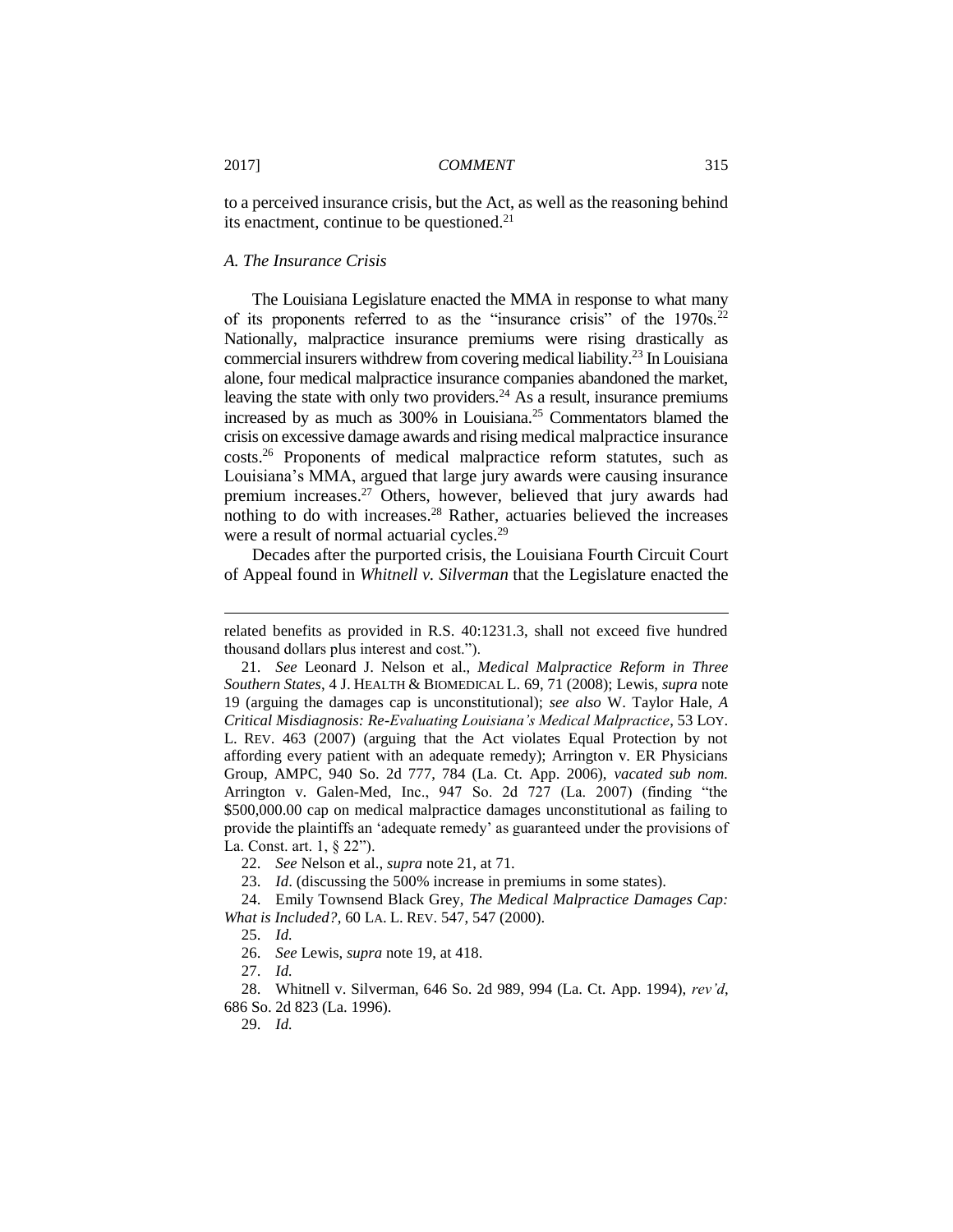to a perceived insurance crisis, but the Act, as well as the reasoning behind its enactment, continue to be questioned.[21]

### *A. The Insurance Crisis*

The Louisiana Legislature enacted the MMA in response to what many of its proponents referred to as the "insurance crisis" of the 1970s.[22] Nationally, malpractice insurance premiums were rising drastically as commercial insurers withdrew from covering medical liability.[23] In Louisiana alone, four medical malpractice insurance companies abandoned the market, leaving the state with only two providers.[24] As a result, insurance premiums increased by as much as 300% in Louisiana.[25] Commentators blamed the crisis on excessive damage awards and rising medical malpractice insurance costs.[26] Proponents of medical malpractice reform statutes, such as Louisiana's MMA, argued that large jury awards were causing insurance premium increases.[27] Others, however, believed that jury awards had nothing to do with increases.[28] Rather, actuaries believed the increases were a result of normal actuarial cycles.[29]

Decades after the purported crisis, the Louisiana Fourth Circuit Court of Appeal found in *Whitnell v. Silverman* that the Legislature enacted the

---

related benefits as provided in R.S. 40:1231.3, shall not exceed five hundred thousand dollars plus interest and cost.").

21. *See* Leonard J. Nelson et al., *Medical Malpractice Reform in Three Southern States*, 4 J. HEALTH & BIOMEDICAL L. 69, 71 (2008); Lewis, *supra* note 19 (arguing the damages cap is unconstitutional); *see also* W. Taylor Hale, *A Critical Misdiagnosis: Re-Evaluating Louisiana's Medical Malpractice*, 53 LOY. L. REV. 463 (2007) (arguing that the Act violates Equal Protection by not affording every patient with an adequate remedy); Arrington v. ER Physicians Group, AMPC, 940 So. 2d 777, 784 (La. Ct. App. 2006), *vacated sub nom.* Arrington v. Galen-Med, Inc., 947 So. 2d 727 (La. 2007) (finding "the $500,000.00 cap on medical malpractice damages unconstitutional as failing to provide the plaintiffs an 'adequate remedy' as guaranteed under the provisions of La. Const. art. 1, § 22").

22. *See* Nelson et al., *supra* note 21, at 71.

23. *Id*. (discussing the 500% increase in premiums in some states).

24. Emily Townsend Black Grey, *The Medical Malpractice Damages Cap: What is Included?*, 60 LA. L. REV. 547, 547 (2000).

25. *Id.*

26. *See* Lewis, *supra* note 19, at 418.

27. *Id.*

28. Whitnell v. Silverman, 646 So. 2d 989, 994 (La. Ct. App. 1994), *rev'd*, 686 So. 2d 823 (La. 1996).

29. *Id.*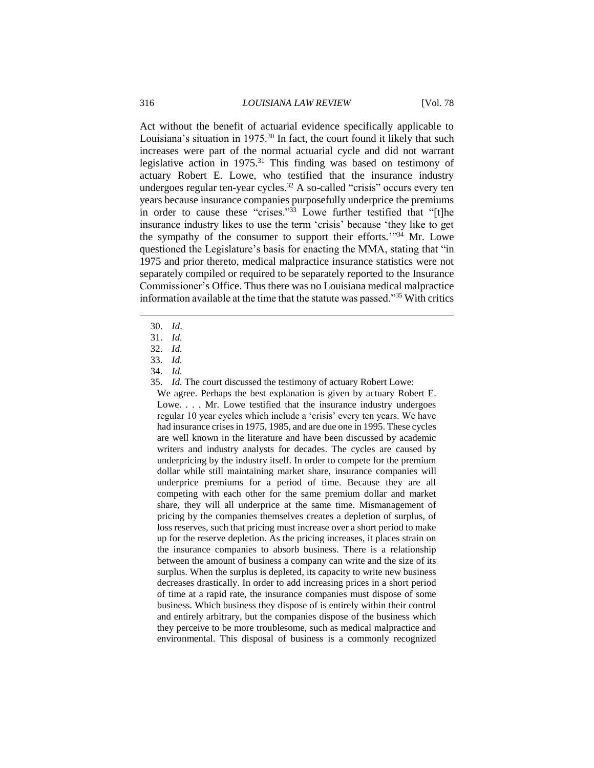Act without the benefit of actuarial evidence specifically applicable to Louisiana's situation in 1975.[30] In fact, the court found it likely that such increases were part of the normal actuarial cycle and did not warrant legislative action in 1975.[31] This finding was based on testimony of actuary Robert E. Lowe, who testified that the insurance industry undergoes regular ten-year cycles.[32] A so-called "crisis" occurs every ten years because insurance companies purposefully underprice the premiums in order to cause these "crises."[33] Lowe further testified that "[t]he insurance industry likes to use the term 'crisis' because 'they like to get the sympathy of the consumer to support their efforts.'"[34] Mr. Lowe questioned the Legislature's basis for enacting the MMA, stating that "in 1975 and prior thereto, medical malpractice insurance statistics were not separately compiled or required to be separately reported to the Insurance Commissioner's Office. Thus there was no Louisiana medical malpractice information available at the time that the statute was passed."[35] With critics

---

30. *Id*.

31. *Id.*

32. *Id.*

33. *Id.*

34. *Id.*

35. *Id.* The court discussed the testimony of actuary Robert Lowe:

> We agree. Perhaps the best explanation is given by actuary Robert E. Lowe. . . . Mr. Lowe testified that the insurance industry undergoes regular 10 year cycles which include a 'crisis' every ten years. We have had insurance crises in 1975, 1985, and are due one in 1995. These cycles are well known in the literature and have been discussed by academic writers and industry analysts for decades. The cycles are caused by underpricing by the industry itself. In order to compete for the premium dollar while still maintaining market share, insurance companies will underprice premiums for a period of time. Because they are all competing with each other for the same premium dollar and market share, they will all underprice at the same time. Mismanagement of pricing by the companies themselves creates a depletion of surplus, of loss reserves, such that pricing must increase over a short period to make up for the reserve depletion. As the pricing increases, it places strain on the insurance companies to absorb business. There is a relationship between the amount of business a company can write and the size of its surplus. When the surplus is depleted, its capacity to write new business decreases drastically. In order to add increasing prices in a short period of time at a rapid rate, the insurance companies must dispose of some business. Which business they dispose of is entirely within their control and entirely arbitrary, but the companies dispose of the business which they perceive to be more troublesome, such as medical malpractice and environmental. This disposal of business is a commonly recognized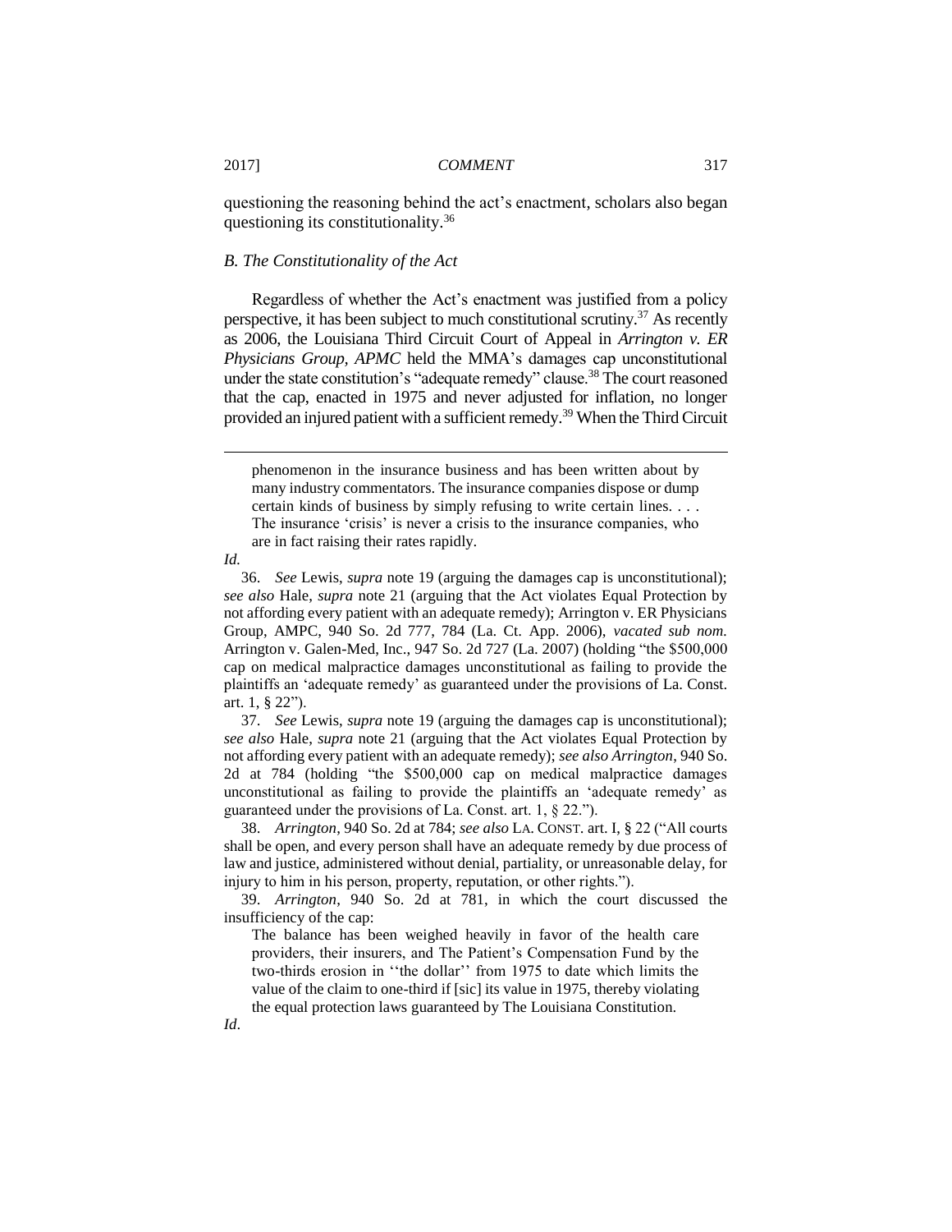questioning the reasoning behind the act's enactment, scholars also began questioning its constitutionality.[36]

### *B. The Constitutionality of the Act*

Regardless of whether the Act's enactment was justified from a policy perspective, it has been subject to much constitutional scrutiny.[37] As recently as 2006, the Louisiana Third Circuit Court of Appeal in *Arrington v. ER Physicians Group, APMC* held the MMA's damages cap unconstitutional under the state constitution's "adequate remedy" clause.[38] The court reasoned that the cap, enacted in 1975 and never adjusted for inflation, no longer provided an injured patient with a sufficient remedy.[39] When the Third Circuit

---

> phenomenon in the insurance business and has been written about by many industry commentators. The insurance companies dispose or dump certain kinds of business by simply refusing to write certain lines. . . . The insurance 'crisis' is never a crisis to the insurance companies, who are in fact raising their rates rapidly.

*Id.*

36. *See* Lewis, *supra* note 19 (arguing the damages cap is unconstitutional); *see also* Hale, *supra* note 21 (arguing that the Act violates Equal Protection by not affording every patient with an adequate remedy); Arrington v. ER Physicians Group, AMPC, 940 So. 2d 777, 784 (La. Ct. App. 2006), *vacated sub nom.* Arrington v. Galen-Med, Inc., 947 So. 2d 727 (La. 2007) (holding "the $500,000 cap on medical malpractice damages unconstitutional as failing to provide the plaintiffs an 'adequate remedy' as guaranteed under the provisions of La. Const. art. 1, § 22").

37. *See* Lewis, *supra* note 19 (arguing the damages cap is unconstitutional); *see also* Hale, *supra* note 21 (arguing that the Act violates Equal Protection by not affording every patient with an adequate remedy); *see also Arrington*, 940 So. 2d at 784 (holding "the $500,000 cap on medical malpractice damages unconstitutional as failing to provide the plaintiffs an 'adequate remedy' as guaranteed under the provisions of La. Const. art. 1, § 22.").

38. *Arrington*, 940 So. 2d at 784; *see also* LA. CONST. art. I, § 22 ("All courts shall be open, and every person shall have an adequate remedy by due process of law and justice, administered without denial, partiality, or unreasonable delay, for injury to him in his person, property, reputation, or other rights.").

39. *Arrington*, 940 So. 2d at 781, in which the court discussed the insufficiency of the cap:

> The balance has been weighed heavily in favor of the health care providers, their insurers, and The Patient's Compensation Fund by the two-thirds erosion in ''the dollar'' from 1975 to date which limits the value of the claim to one-third if [sic] its value in 1975, thereby violating the equal protection laws guaranteed by The Louisiana Constitution.

*Id*.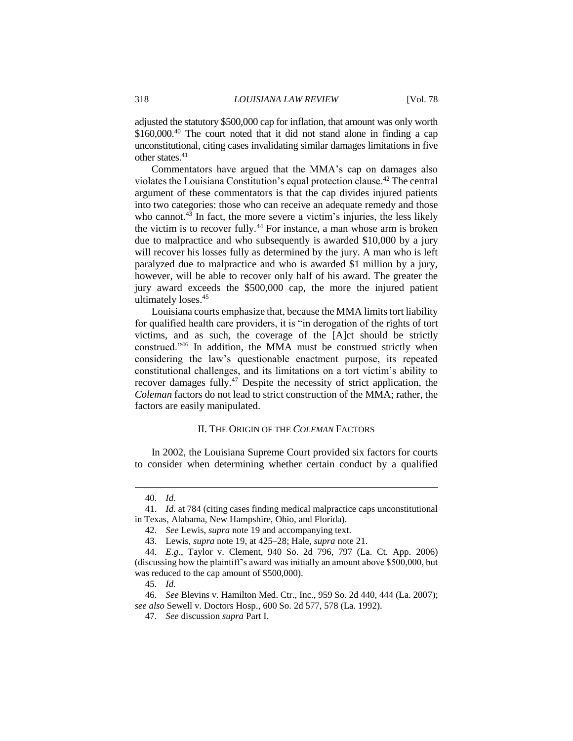adjusted the statutory $500,000 cap for inflation, that amount was only worth $160,000.[40] The court noted that it did not stand alone in finding a cap unconstitutional, citing cases invalidating similar damages limitations in five other states.[41]

Commentators have argued that the MMA's cap on damages also violates the Louisiana Constitution's equal protection clause.[42] The central argument of these commentators is that the cap divides injured patients into two categories: those who can receive an adequate remedy and those who cannot.[43] In fact, the more severe a victim's injuries, the less likely the victim is to recover fully.[44] For instance, a man whose arm is broken due to malpractice and who subsequently is awarded $10,000 by a jury will recover his losses fully as determined by the jury. A man who is left paralyzed due to malpractice and who is awarded $1 million by a jury, however, will be able to recover only half of his award. The greater the jury award exceeds the $500,000 cap, the more the injured patient ultimately loses.[45]

Louisiana courts emphasize that, because the MMA limits tort liability for qualified health care providers, it is "in derogation of the rights of tort victims, and as such, the coverage of the [A]ct should be strictly construed."[46] In addition, the MMA must be construed strictly when considering the law's questionable enactment purpose, its repeated constitutional challenges, and its limitations on a tort victim's ability to recover damages fully.[47] Despite the necessity of strict application, the *Coleman* factors do not lead to strict construction of the MMA; rather, the factors are easily manipulated.

## II. The Origin of the *Coleman* Factors

In 2002, the Louisiana Supreme Court provided six factors for courts to consider when determining whether certain conduct by a qualified

---

40. *Id.*

41. *Id.* at 784 (citing cases finding medical malpractice caps unconstitutional in Texas, Alabama, New Hampshire, Ohio, and Florida).

42. *See* Lewis, *supra* note 19 and accompanying text.

43. Lewis, *supra* note 19, at 425–28; Hale, *supra* note 21.

44. *E.g.*, Taylor v. Clement, 940 So. 2d 796, 797 (La. Ct. App. 2006) (discussing how the plaintiff's award was initially an amount above $500,000, but was reduced to the cap amount of $500,000).

45. *Id.*

46. *See* Blevins v. Hamilton Med. Ctr., Inc., 959 So. 2d 440, 444 (La. 2007); *see also* Sewell v. Doctors Hosp., 600 So. 2d 577, 578 (La. 1992).

47. *See* discussion *supra* Part I.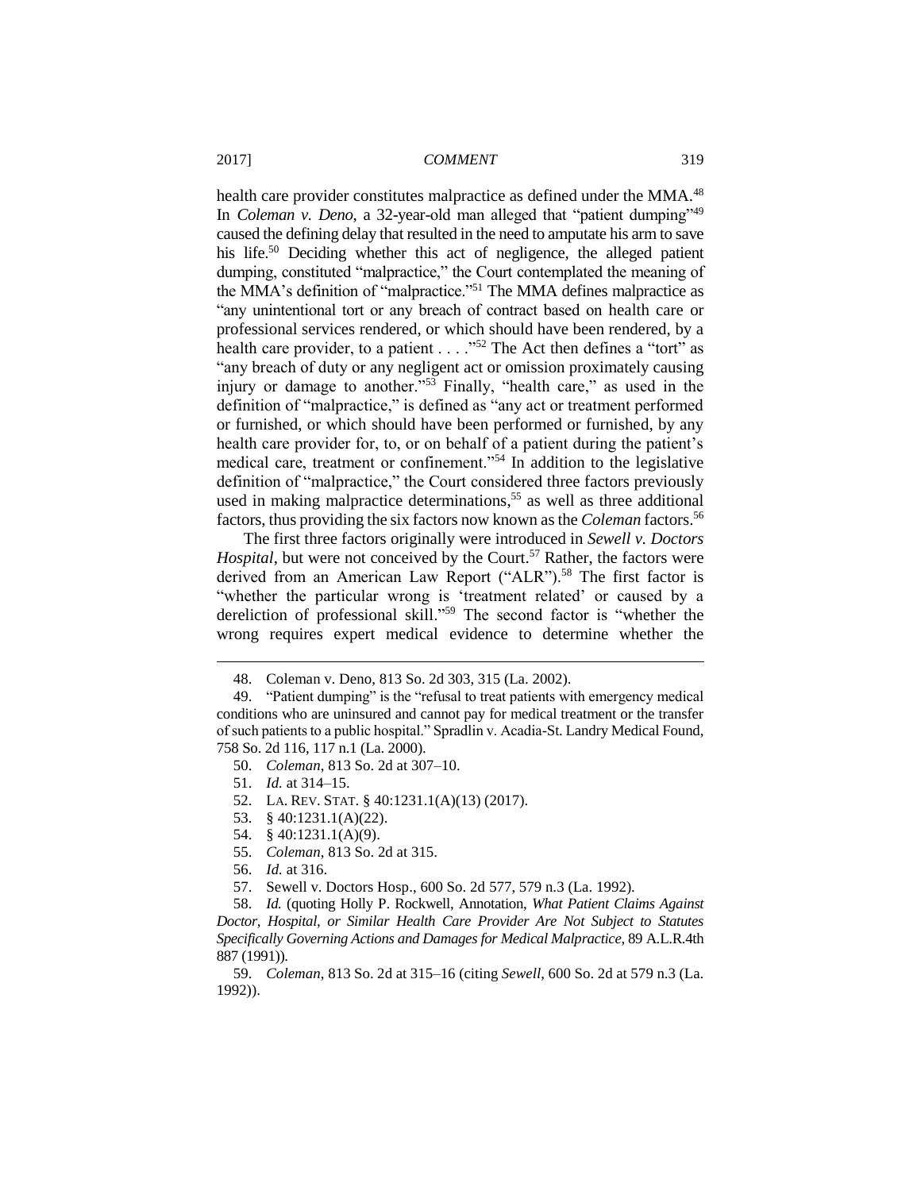health care provider constitutes malpractice as defined under the MMA.[48] In *Coleman v. Deno*, a 32-year-old man alleged that "patient dumping"[49] caused the defining delay that resulted in the need to amputate his arm to save his life.[50] Deciding whether this act of negligence, the alleged patient dumping, constituted "malpractice," the Court contemplated the meaning of the MMA's definition of "malpractice."[51] The MMA defines malpractice as "any unintentional tort or any breach of contract based on health care or professional services rendered, or which should have been rendered, by a health care provider, to a patient . . . ."[52] The Act then defines a "tort" as "any breach of duty or any negligent act or omission proximately causing injury or damage to another."[53] Finally, "health care," as used in the definition of "malpractice," is defined as "any act or treatment performed or furnished, or which should have been performed or furnished, by any health care provider for, to, or on behalf of a patient during the patient's medical care, treatment or confinement."[54] In addition to the legislative definition of "malpractice," the Court considered three factors previously used in making malpractice determinations,[55] as well as three additional factors, thus providing the six factors now known as the *Coleman* factors.[56]

The first three factors originally were introduced in *Sewell v. Doctors Hospital*, but were not conceived by the Court.[57] Rather, the factors were derived from an American Law Report ("ALR").[58] The first factor is "whether the particular wrong is 'treatment related' or caused by a dereliction of professional skill."[59] The second factor is "whether the wrong requires expert medical evidence to determine whether the

---

48. Coleman v. Deno, 813 So. 2d 303, 315 (La. 2002).

49. "Patient dumping" is the "refusal to treat patients with emergency medical conditions who are uninsured and cannot pay for medical treatment or the transfer of such patients to a public hospital." Spradlin v. Acadia-St. Landry Medical Found, 758 So. 2d 116, 117 n.1 (La. 2000).

50. *Coleman*, 813 So. 2d at 307–10.

51. *Id.* at 314–15.

52. LA. REV. STAT. § 40:1231.1(A)(13) (2017).

53. § 40:1231.1(A)(22).

54. § 40:1231.1(A)(9).

55. *Coleman*, 813 So. 2d at 315.

56. *Id.* at 316.

57. Sewell v. Doctors Hosp., 600 So. 2d 577, 579 n.3 (La. 1992).

58. *Id.* (quoting Holly P. Rockwell, Annotation, *What Patient Claims Against Doctor, Hospital, or Similar Health Care Provider Are Not Subject to Statutes Specifically Governing Actions and Damages for Medical Malpractice*, 89 A.L.R.4th 887 (1991)).

59. *Coleman*, 813 So. 2d at 315–16 (citing *Sewell*, 600 So. 2d at 579 n.3 (La. 1992)).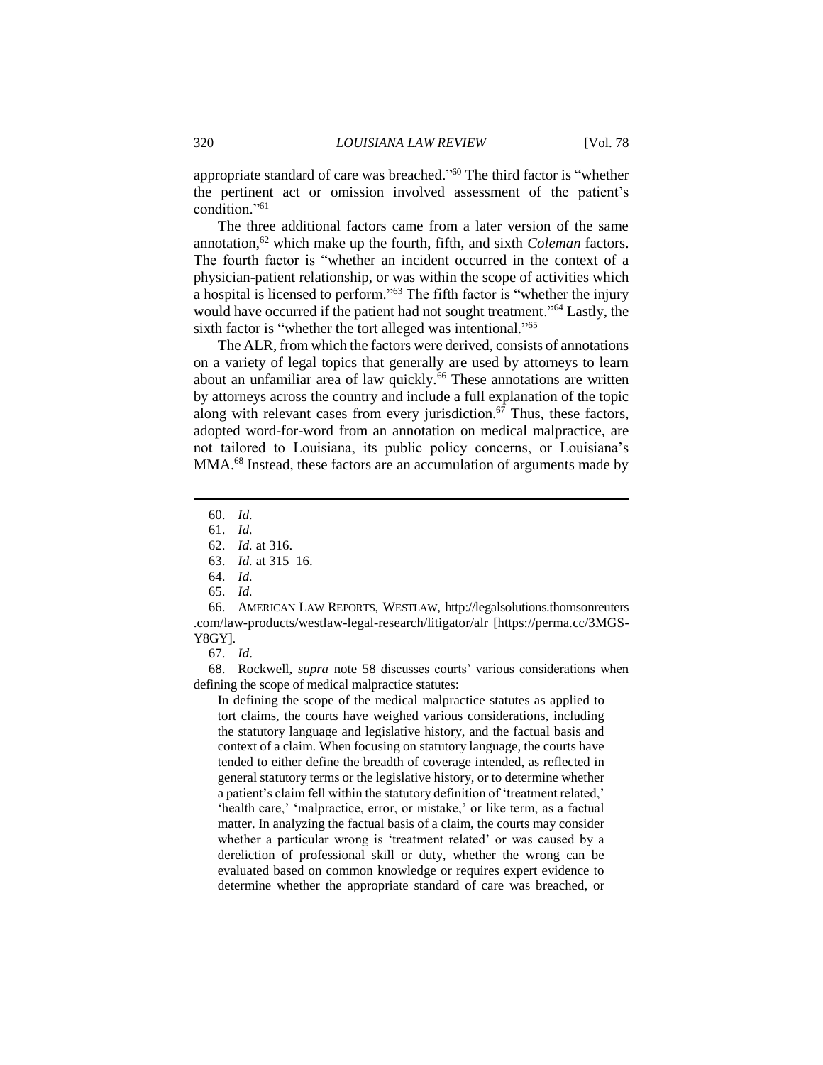appropriate standard of care was breached."[60] The third factor is "whether the pertinent act or omission involved assessment of the patient's condition."[61]

The three additional factors came from a later version of the same annotation,[62] which make up the fourth, fifth, and sixth *Coleman* factors. The fourth factor is "whether an incident occurred in the context of a physician-patient relationship, or was within the scope of activities which a hospital is licensed to perform."[63] The fifth factor is "whether the injury would have occurred if the patient had not sought treatment."[64] Lastly, the sixth factor is "whether the tort alleged was intentional."[65]

The ALR, from which the factors were derived, consists of annotations on a variety of legal topics that generally are used by attorneys to learn about an unfamiliar area of law quickly.[66] These annotations are written by attorneys across the country and include a full explanation of the topic along with relevant cases from every jurisdiction.[67] Thus, these factors, adopted word-for-word from an annotation on medical malpractice, are not tailored to Louisiana, its public policy concerns, or Louisiana's MMA.[68] Instead, these factors are an accumulation of arguments made by

---

60. *Id.*

61. *Id.*

62. *Id.* at 316.

63. *Id.* at 315–16.

64. *Id.*

65. *Id.*

66. AMERICAN LAW REPORTS, WESTLAW, http://legalsolutions.thomsonreuters.com/law-products/westlaw-legal-research/litigator/alr [https://perma.cc/3MGS-Y8GY].

67. *Id*.

68. Rockwell, *supra* note 58 discusses courts' various considerations when defining the scope of medical malpractice statutes:

> In defining the scope of the medical malpractice statutes as applied to tort claims, the courts have weighed various considerations, including the statutory language and legislative history, and the factual basis and context of a claim. When focusing on statutory language, the courts have tended to either define the breadth of coverage intended, as reflected in general statutory terms or the legislative history, or to determine whether a patient's claim fell within the statutory definition of 'treatment related,' 'health care,' 'malpractice, error, or mistake,' or like term, as a factual matter. In analyzing the factual basis of a claim, the courts may consider whether a particular wrong is 'treatment related' or was caused by a dereliction of professional skill or duty, whether the wrong can be evaluated based on common knowledge or requires expert evidence to determine whether the appropriate standard of care was breached, or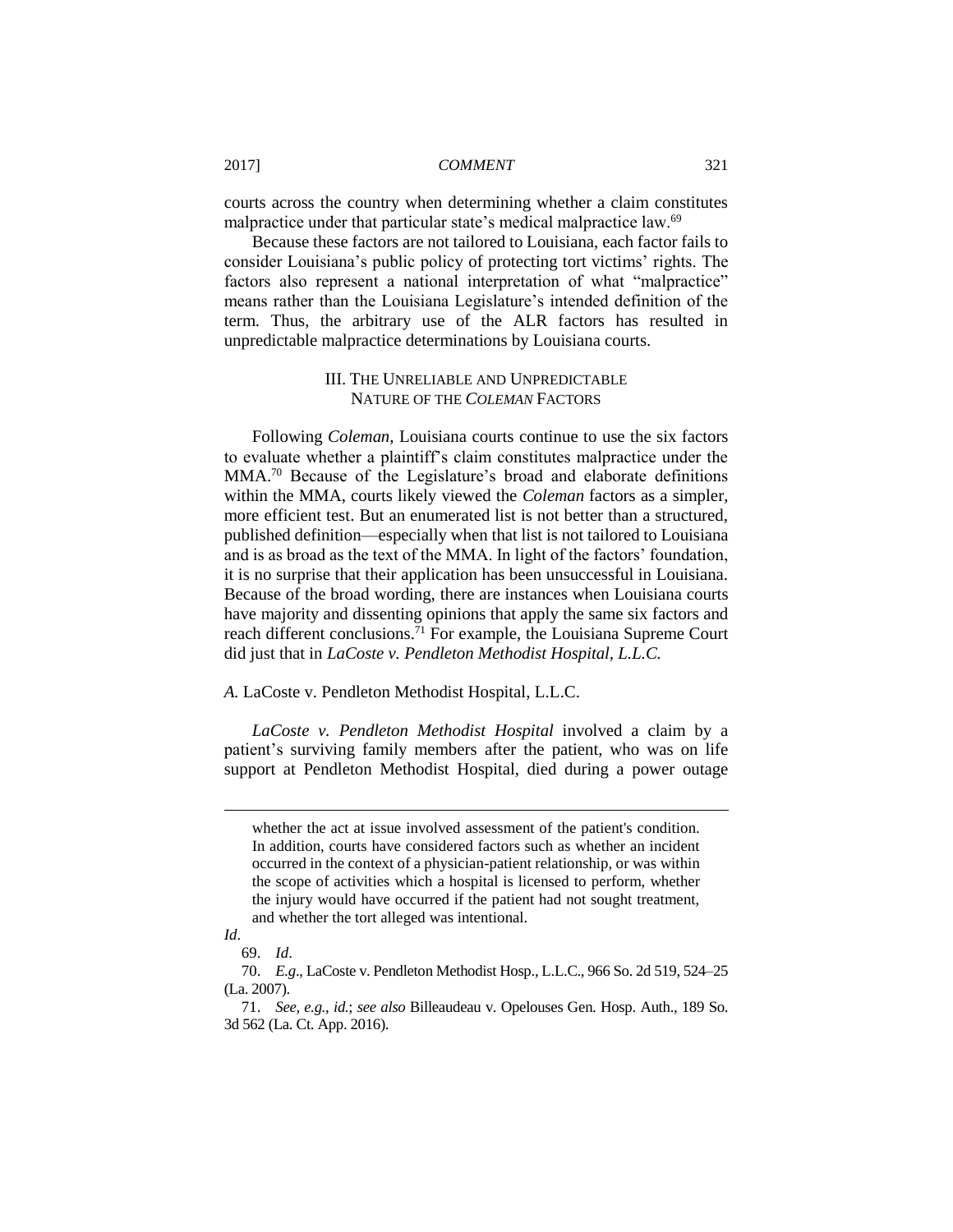courts across the country when determining whether a claim constitutes malpractice under that particular state's medical malpractice law.[69]

Because these factors are not tailored to Louisiana, each factor fails to consider Louisiana's public policy of protecting tort victims' rights. The factors also represent a national interpretation of what "malpractice" means rather than the Louisiana Legislature's intended definition of the term. Thus, the arbitrary use of the ALR factors has resulted in unpredictable malpractice determinations by Louisiana courts.

## III. THE UNRELIABLE AND UNPREDICTABLE NATURE OF THE *COLEMAN* FACTORS

Following *Coleman*, Louisiana courts continue to use the six factors to evaluate whether a plaintiff's claim constitutes malpractice under the MMA.[70] Because of the Legislature's broad and elaborate definitions within the MMA, courts likely viewed the *Coleman* factors as a simpler, more efficient test. But an enumerated list is not better than a structured, published definition—especially when that list is not tailored to Louisiana and is as broad as the text of the MMA. In light of the factors' foundation, it is no surprise that their application has been unsuccessful in Louisiana. Because of the broad wording, there are instances when Louisiana courts have majority and dissenting opinions that apply the same six factors and reach different conclusions.[71] For example, the Louisiana Supreme Court did just that in *LaCoste v. Pendleton Methodist Hospital, L.L.C.*

### *A.* LaCoste v. Pendleton Methodist Hospital, L.L.C.

*LaCoste v. Pendleton Methodist Hospital* involved a claim by a patient's surviving family members after the patient, who was on life support at Pendleton Methodist Hospital, died during a power outage

---

> whether the act at issue involved assessment of the patient's condition. In addition, courts have considered factors such as whether an incident occurred in the context of a physician-patient relationship, or was within the scope of activities which a hospital is licensed to perform, whether the injury would have occurred if the patient had not sought treatment, and whether the tort alleged was intentional.

*Id*.

69. *Id*.

70. *E.g*., LaCoste v. Pendleton Methodist Hosp., L.L.C., 966 So. 2d 519, 524–25 (La. 2007).

71. *See, e.g.*, *id.*; *see also* Billeaudeau v. Opelouses Gen. Hosp. Auth., 189 So. 3d 562 (La. Ct. App. 2016).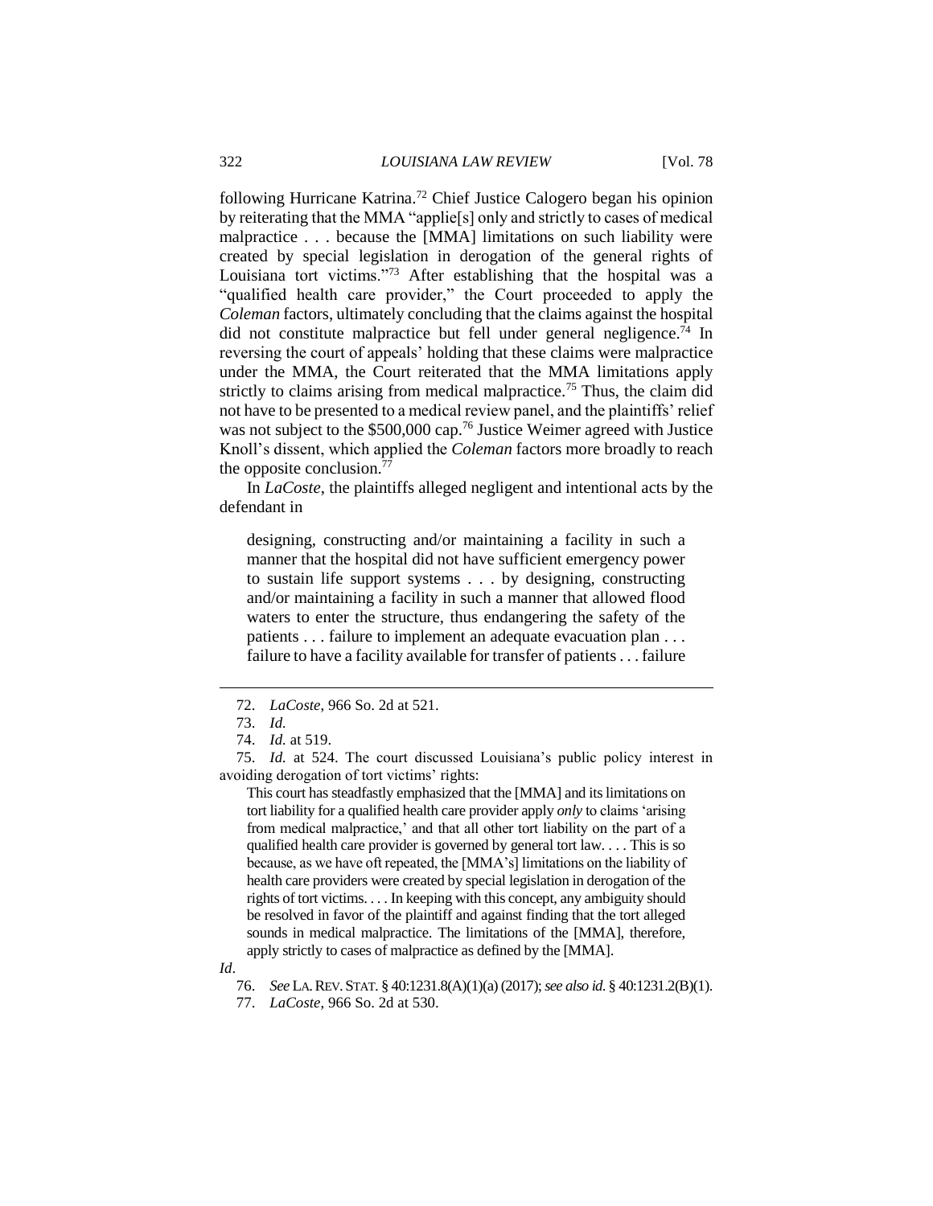following Hurricane Katrina.[72] Chief Justice Calogero began his opinion by reiterating that the MMA "applie[s] only and strictly to cases of medical malpractice . . . because the [MMA] limitations on such liability were created by special legislation in derogation of the general rights of Louisiana tort victims."[73] After establishing that the hospital was a "qualified health care provider," the Court proceeded to apply the *Coleman* factors, ultimately concluding that the claims against the hospital did not constitute malpractice but fell under general negligence.[74] In reversing the court of appeals' holding that these claims were malpractice under the MMA, the Court reiterated that the MMA limitations apply strictly to claims arising from medical malpractice.[75] Thus, the claim did not have to be presented to a medical review panel, and the plaintiffs' relief was not subject to the $500,000 cap.[76] Justice Weimer agreed with Justice Knoll's dissent, which applied the *Coleman* factors more broadly to reach the opposite conclusion.[77]

In *LaCoste*, the plaintiffs alleged negligent and intentional acts by the defendant in

> designing, constructing and/or maintaining a facility in such a manner that the hospital did not have sufficient emergency power to sustain life support systems . . . by designing, constructing and/or maintaining a facility in such a manner that allowed flood waters to enter the structure, thus endangering the safety of the patients . . . failure to implement an adequate evacuation plan . . . failure to have a facility available for transfer of patients . . . failure

---

72. *LaCoste*, 966 So. 2d at 521.

73. *Id.*

74. *Id.* at 519.

75. *Id.* at 524. The court discussed Louisiana's public policy interest in avoiding derogation of tort victims' rights:

> This court has steadfastly emphasized that the [MMA] and its limitations on tort liability for a qualified health care provider apply *only* to claims 'arising from medical malpractice,' and that all other tort liability on the part of a qualified health care provider is governed by general tort law. . . . This is so because, as we have oft repeated, the [MMA's] limitations on the liability of health care providers were created by special legislation in derogation of the rights of tort victims. . . . In keeping with this concept, any ambiguity should be resolved in favor of the plaintiff and against finding that the tort alleged sounds in medical malpractice. The limitations of the [MMA], therefore, apply strictly to cases of malpractice as defined by the [MMA].

*Id*.

76. *See* LA. REV. STAT. § 40:1231.8(A)(1)(a) (2017); *see also id.* § 40:1231.2(B)(1).

77. *LaCoste*, 966 So. 2d at 530.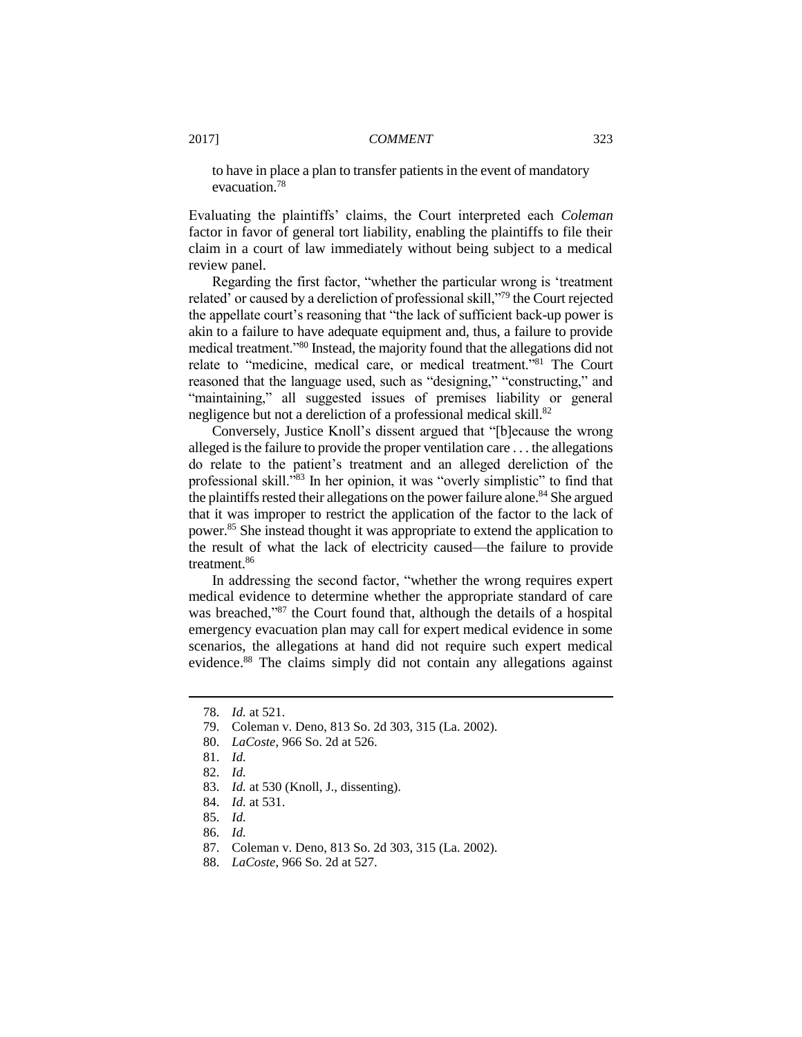to have in place a plan to transfer patients in the event of mandatory evacuation.[78]

Evaluating the plaintiffs' claims, the Court interpreted each *Coleman* factor in favor of general tort liability, enabling the plaintiffs to file their claim in a court of law immediately without being subject to a medical review panel.

Regarding the first factor, "whether the particular wrong is 'treatment related' or caused by a dereliction of professional skill,"[79] the Court rejected the appellate court's reasoning that "the lack of sufficient back-up power is akin to a failure to have adequate equipment and, thus, a failure to provide medical treatment."[80] Instead, the majority found that the allegations did not relate to "medicine, medical care, or medical treatment."[81] The Court reasoned that the language used, such as "designing," "constructing," and "maintaining," all suggested issues of premises liability or general negligence but not a dereliction of a professional medical skill.[82]

Conversely, Justice Knoll's dissent argued that "[b]ecause the wrong alleged is the failure to provide the proper ventilation care . . . the allegations do relate to the patient's treatment and an alleged dereliction of the professional skill."[83] In her opinion, it was "overly simplistic" to find that the plaintiffs rested their allegations on the power failure alone.[84] She argued that it was improper to restrict the application of the factor to the lack of power.[85] She instead thought it was appropriate to extend the application to the result of what the lack of electricity caused—the failure to provide treatment.[86]

In addressing the second factor, "whether the wrong requires expert medical evidence to determine whether the appropriate standard of care was breached,"[87] the Court found that, although the details of a hospital emergency evacuation plan may call for expert medical evidence in some scenarios, the allegations at hand did not require such expert medical evidence.[88] The claims simply did not contain any allegations against

---

78. *Id.* at 521.
79. Coleman v. Deno, 813 So. 2d 303, 315 (La. 2002).
80. *LaCoste*, 966 So. 2d at 526.
81. *Id.*
82. *Id.*
83. *Id.* at 530 (Knoll, J., dissenting).
84. *Id.* at 531.
85. *Id.*
86. *Id.*
87. Coleman v. Deno, 813 So. 2d 303, 315 (La. 2002).
88. *LaCoste*, 966 So. 2d at 527.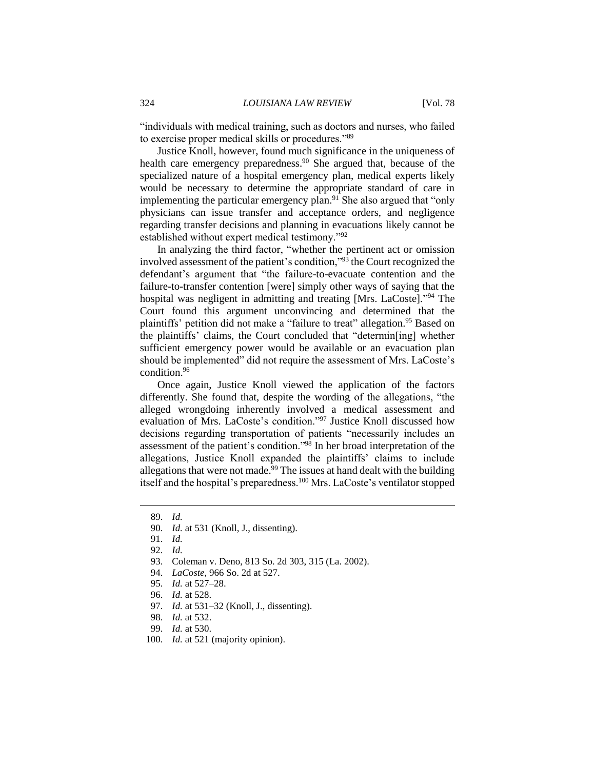"individuals with medical training, such as doctors and nurses, who failed to exercise proper medical skills or procedures."[89]

Justice Knoll, however, found much significance in the uniqueness of health care emergency preparedness.[90] She argued that, because of the specialized nature of a hospital emergency plan, medical experts likely would be necessary to determine the appropriate standard of care in implementing the particular emergency plan.[91] She also argued that "only physicians can issue transfer and acceptance orders, and negligence regarding transfer decisions and planning in evacuations likely cannot be established without expert medical testimony."[92]

In analyzing the third factor, "whether the pertinent act or omission involved assessment of the patient's condition,"[93] the Court recognized the defendant's argument that "the failure-to-evacuate contention and the failure-to-transfer contention [were] simply other ways of saying that the hospital was negligent in admitting and treating [Mrs. LaCoste]."[94] The Court found this argument unconvincing and determined that the plaintiffs' petition did not make a "failure to treat" allegation.[95] Based on the plaintiffs' claims, the Court concluded that "determin[ing] whether sufficient emergency power would be available or an evacuation plan should be implemented" did not require the assessment of Mrs. LaCoste's condition.[96]

Once again, Justice Knoll viewed the application of the factors differently. She found that, despite the wording of the allegations, "the alleged wrongdoing inherently involved a medical assessment and evaluation of Mrs. LaCoste's condition."[97] Justice Knoll discussed how decisions regarding transportation of patients "necessarily includes an assessment of the patient's condition."[98] In her broad interpretation of the allegations, Justice Knoll expanded the plaintiffs' claims to include allegations that were not made.[99] The issues at hand dealt with the building itself and the hospital's preparedness.[100] Mrs. LaCoste's ventilator stopped

---

89. *Id.*
90. *Id.* at 531 (Knoll, J., dissenting).
91. *Id.*
92. *Id.*
93. Coleman v. Deno, 813 So. 2d 303, 315 (La. 2002).
94. *LaCoste*, 966 So. 2d at 527.
95. *Id.* at 527–28.
96. *Id.* at 528.
97. *Id.* at 531–32 (Knoll, J., dissenting).
98. *Id.* at 532.
99. *Id.* at 530.
100. *Id.* at 521 (majority opinion).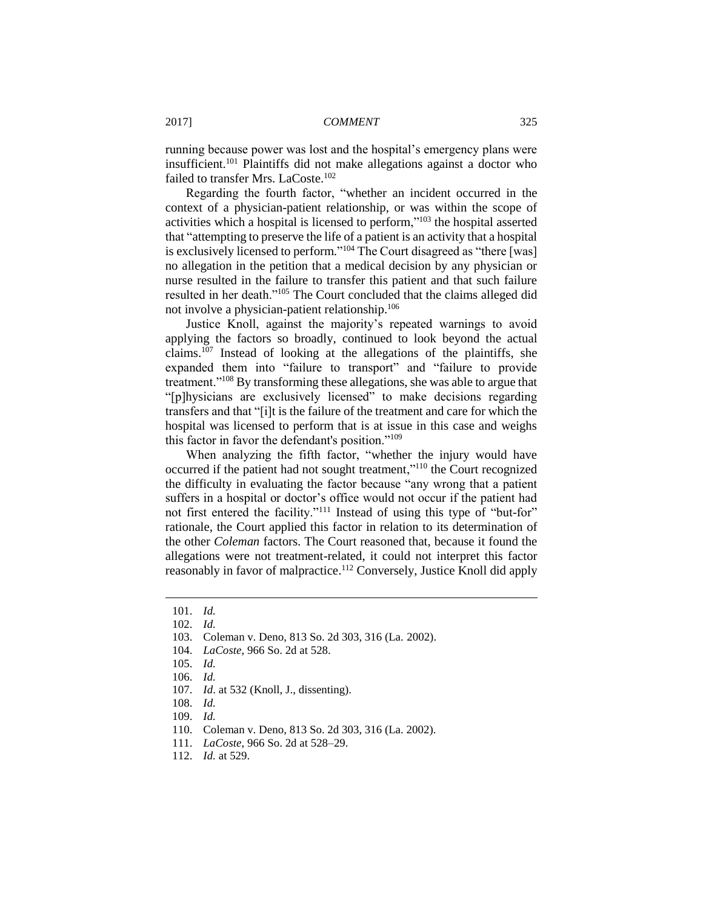running because power was lost and the hospital's emergency plans were insufficient.[101] Plaintiffs did not make allegations against a doctor who failed to transfer Mrs. LaCoste.[102]

Regarding the fourth factor, "whether an incident occurred in the context of a physician-patient relationship, or was within the scope of activities which a hospital is licensed to perform,"[103] the hospital asserted that "attempting to preserve the life of a patient is an activity that a hospital is exclusively licensed to perform."[104] The Court disagreed as "there [was] no allegation in the petition that a medical decision by any physician or nurse resulted in the failure to transfer this patient and that such failure resulted in her death."[105] The Court concluded that the claims alleged did not involve a physician-patient relationship.[106]

Justice Knoll, against the majority's repeated warnings to avoid applying the factors so broadly, continued to look beyond the actual claims.[107] Instead of looking at the allegations of the plaintiffs, she expanded them into "failure to transport" and "failure to provide treatment."[108] By transforming these allegations, she was able to argue that "[p]hysicians are exclusively licensed" to make decisions regarding transfers and that "[i]t is the failure of the treatment and care for which the hospital was licensed to perform that is at issue in this case and weighs this factor in favor the defendant's position."[109]

When analyzing the fifth factor, "whether the injury would have occurred if the patient had not sought treatment,"[110] the Court recognized the difficulty in evaluating the factor because "any wrong that a patient suffers in a hospital or doctor's office would not occur if the patient had not first entered the facility."[111] Instead of using this type of "but-for" rationale, the Court applied this factor in relation to its determination of the other *Coleman* factors. The Court reasoned that, because it found the allegations were not treatment-related, it could not interpret this factor reasonably in favor of malpractice.[112] Conversely, Justice Knoll did apply

---

101. *Id.*
102. *Id.*
103. Coleman v. Deno, 813 So. 2d 303, 316 (La. 2002).
104. *LaCoste*, 966 So. 2d at 528.
105. *Id.*
106. *Id.*
107. *Id*. at 532 (Knoll, J., dissenting).
108. *Id.*
109. *Id.*
110. Coleman v. Deno, 813 So. 2d 303, 316 (La. 2002).
111. *LaCoste*, 966 So. 2d at 528–29.
112. *Id.* at 529.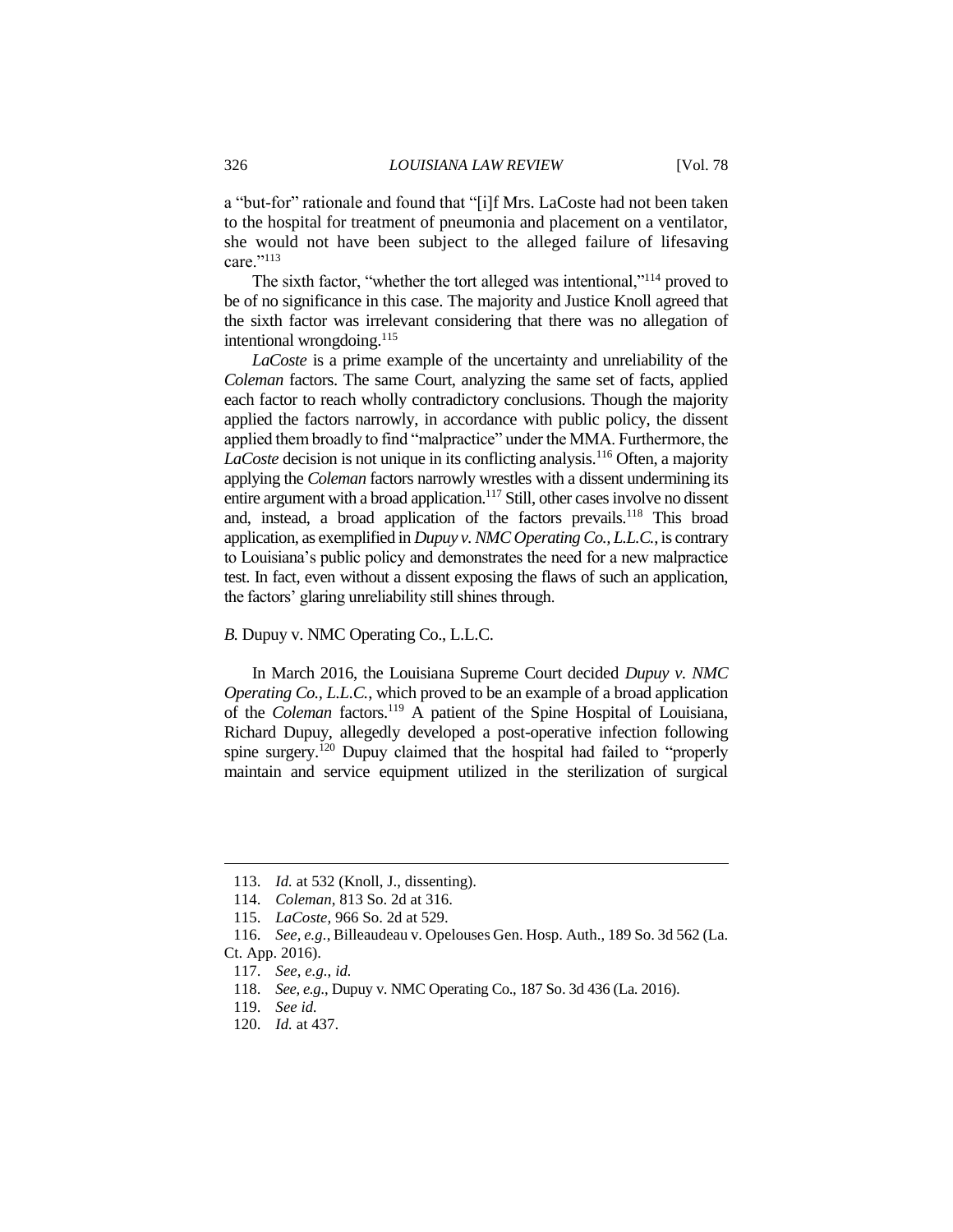a "but-for" rationale and found that "[i]f Mrs. LaCoste had not been taken to the hospital for treatment of pneumonia and placement on a ventilator, she would not have been subject to the alleged failure of lifesaving care."[113]

The sixth factor, "whether the tort alleged was intentional,"[114] proved to be of no significance in this case. The majority and Justice Knoll agreed that the sixth factor was irrelevant considering that there was no allegation of intentional wrongdoing.[115]

*LaCoste* is a prime example of the uncertainty and unreliability of the *Coleman* factors. The same Court, analyzing the same set of facts, applied each factor to reach wholly contradictory conclusions. Though the majority applied the factors narrowly, in accordance with public policy, the dissent applied them broadly to find "malpractice" under the MMA. Furthermore, the *LaCoste* decision is not unique in its conflicting analysis.[116] Often, a majority applying the *Coleman* factors narrowly wrestles with a dissent undermining its entire argument with a broad application.[117] Still, other cases involve no dissent and, instead, a broad application of the factors prevails.[118] This broad application, as exemplified in *Dupuy v. NMC Operating Co., L.L.C.*, is contrary to Louisiana's public policy and demonstrates the need for a new malpractice test. In fact, even without a dissent exposing the flaws of such an application, the factors' glaring unreliability still shines through.

### *B.* Dupuy v. NMC Operating Co., L.L.C.

In March 2016, the Louisiana Supreme Court decided *Dupuy v. NMC Operating Co., L.L.C.*, which proved to be an example of a broad application of the *Coleman* factors.[119] A patient of the Spine Hospital of Louisiana, Richard Dupuy, allegedly developed a post-operative infection following spine surgery.[120] Dupuy claimed that the hospital had failed to "properly maintain and service equipment utilized in the sterilization of surgical

---

113. *Id.* at 532 (Knoll, J., dissenting).
114. *Coleman*, 813 So. 2d at 316.
115. *LaCoste*, 966 So. 2d at 529.
116. *See, e.g.*, Billeaudeau v. Opelouses Gen. Hosp. Auth., 189 So. 3d 562 (La. Ct. App. 2016).
117. *See, e.g.*, *id.*
118. *See, e.g.*, Dupuy v. NMC Operating Co., 187 So. 3d 436 (La. 2016).
119. *See id.*
120. *Id.* at 437.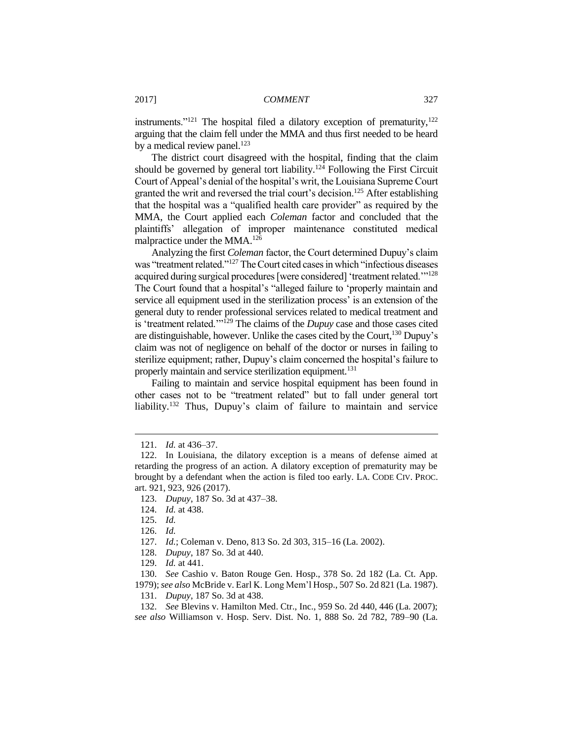instruments."[121] The hospital filed a dilatory exception of prematurity,[122] arguing that the claim fell under the MMA and thus first needed to be heard by a medical review panel.[123]

The district court disagreed with the hospital, finding that the claim should be governed by general tort liability.[124] Following the First Circuit Court of Appeal's denial of the hospital's writ, the Louisiana Supreme Court granted the writ and reversed the trial court's decision.[125] After establishing that the hospital was a "qualified health care provider" as required by the MMA, the Court applied each *Coleman* factor and concluded that the plaintiffs' allegation of improper maintenance constituted medical malpractice under the MMA.[126]

Analyzing the first *Coleman* factor, the Court determined Dupuy's claim was "treatment related."[127] The Court cited cases in which "infectious diseases acquired during surgical procedures [were considered] 'treatment related.'"[128] The Court found that a hospital's "alleged failure to 'properly maintain and service all equipment used in the sterilization process' is an extension of the general duty to render professional services related to medical treatment and is 'treatment related.'"[129] The claims of the *Dupuy* case and those cases cited are distinguishable, however. Unlike the cases cited by the Court,[130] Dupuy's claim was not of negligence on behalf of the doctor or nurses in failing to sterilize equipment; rather, Dupuy's claim concerned the hospital's failure to properly maintain and service sterilization equipment.[131]

Failing to maintain and service hospital equipment has been found in other cases not to be "treatment related" but to fall under general tort liability.[132] Thus, Dupuy's claim of failure to maintain and service

---

121. *Id.* at 436–37.

122. In Louisiana, the dilatory exception is a means of defense aimed at retarding the progress of an action. A dilatory exception of prematurity may be brought by a defendant when the action is filed too early. LA. CODE CIV. PROC. art. 921, 923, 926 (2017).

123. *Dupuy*, 187 So. 3d at 437–38.

124. *Id.* at 438.

125. *Id.*

126. *Id.*

127. *Id.*; Coleman v. Deno, 813 So. 2d 303, 315–16 (La. 2002).

128. *Dupuy*, 187 So. 3d at 440.

129. *Id.* at 441.

130. *See* Cashio v. Baton Rouge Gen. Hosp., 378 So. 2d 182 (La. Ct. App. 1979); *see also* McBride v. Earl K. Long Mem'l Hosp., 507 So. 2d 821 (La. 1987).

131. *Dupuy*, 187 So. 3d at 438.

132. *See* Blevins v. Hamilton Med. Ctr., Inc., 959 So. 2d 440, 446 (La. 2007); *see also* Williamson v. Hosp. Serv. Dist. No. 1, 888 So. 2d 782, 789–90 (La.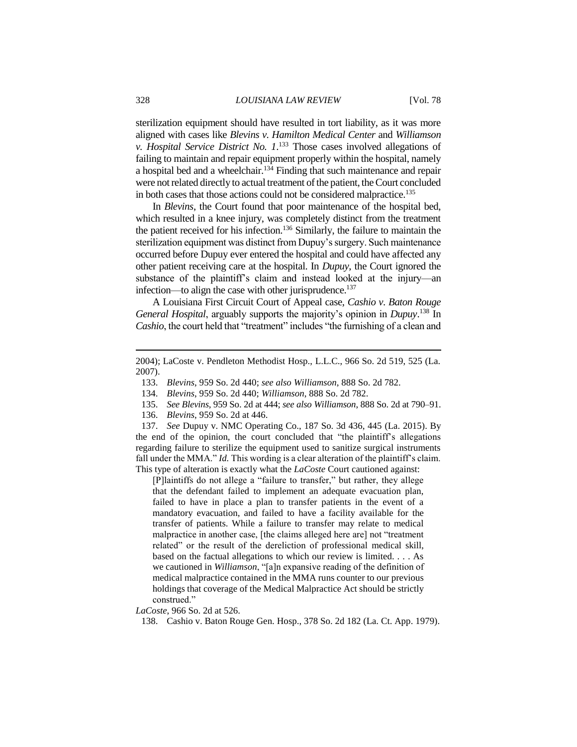sterilization equipment should have resulted in tort liability, as it was more aligned with cases like *Blevins v. Hamilton Medical Center* and *Williamson v. Hospital Service District No. 1*.[133] Those cases involved allegations of failing to maintain and repair equipment properly within the hospital, namely a hospital bed and a wheelchair.[134] Finding that such maintenance and repair were not related directly to actual treatment of the patient, the Court concluded in both cases that those actions could not be considered malpractice.[135]

In *Blevins*, the Court found that poor maintenance of the hospital bed, which resulted in a knee injury, was completely distinct from the treatment the patient received for his infection.[136] Similarly, the failure to maintain the sterilization equipment was distinct from Dupuy's surgery. Such maintenance occurred before Dupuy ever entered the hospital and could have affected any other patient receiving care at the hospital. In *Dupuy*, the Court ignored the substance of the plaintiff's claim and instead looked at the injury—an infection—to align the case with other jurisprudence.[137]

A Louisiana First Circuit Court of Appeal case, *Cashio v. Baton Rouge General Hospital*, arguably supports the majority's opinion in *Dupuy*.[138] In *Cashio*, the court held that "treatment" includes "the furnishing of a clean and

---

2004); LaCoste v. Pendleton Methodist Hosp., L.L.C., 966 So. 2d 519, 525 (La. 2007).

133. *Blevins*, 959 So. 2d 440; *see also Williamson*, 888 So. 2d 782.

134. *Blevins*, 959 So. 2d 440; *Williamson*, 888 So. 2d 782.

135. *See Blevins*, 959 So. 2d at 444; *see also Williamson*, 888 So. 2d at 790–91.

136. *Blevins*, 959 So. 2d at 446.

137. *See* Dupuy v. NMC Operating Co., 187 So. 3d 436, 445 (La. 2015). By the end of the opinion, the court concluded that "the plaintiff's allegations regarding failure to sterilize the equipment used to sanitize surgical instruments fall under the MMA." *Id.* This wording is a clear alteration of the plaintiff's claim. This type of alteration is exactly what the *LaCoste* Court cautioned against:

> [P]laintiffs do not allege a "failure to transfer," but rather, they allege that the defendant failed to implement an adequate evacuation plan, failed to have in place a plan to transfer patients in the event of a mandatory evacuation, and failed to have a facility available for the transfer of patients. While a failure to transfer may relate to medical malpractice in another case, [the claims alleged here are] not "treatment related" or the result of the dereliction of professional medical skill, based on the factual allegations to which our review is limited. . . . As we cautioned in *Williamson*, "[a]n expansive reading of the definition of medical malpractice contained in the MMA runs counter to our previous holdings that coverage of the Medical Malpractice Act should be strictly construed."

*LaCoste*, 966 So. 2d at 526.

138. Cashio v. Baton Rouge Gen. Hosp., 378 So. 2d 182 (La. Ct. App. 1979).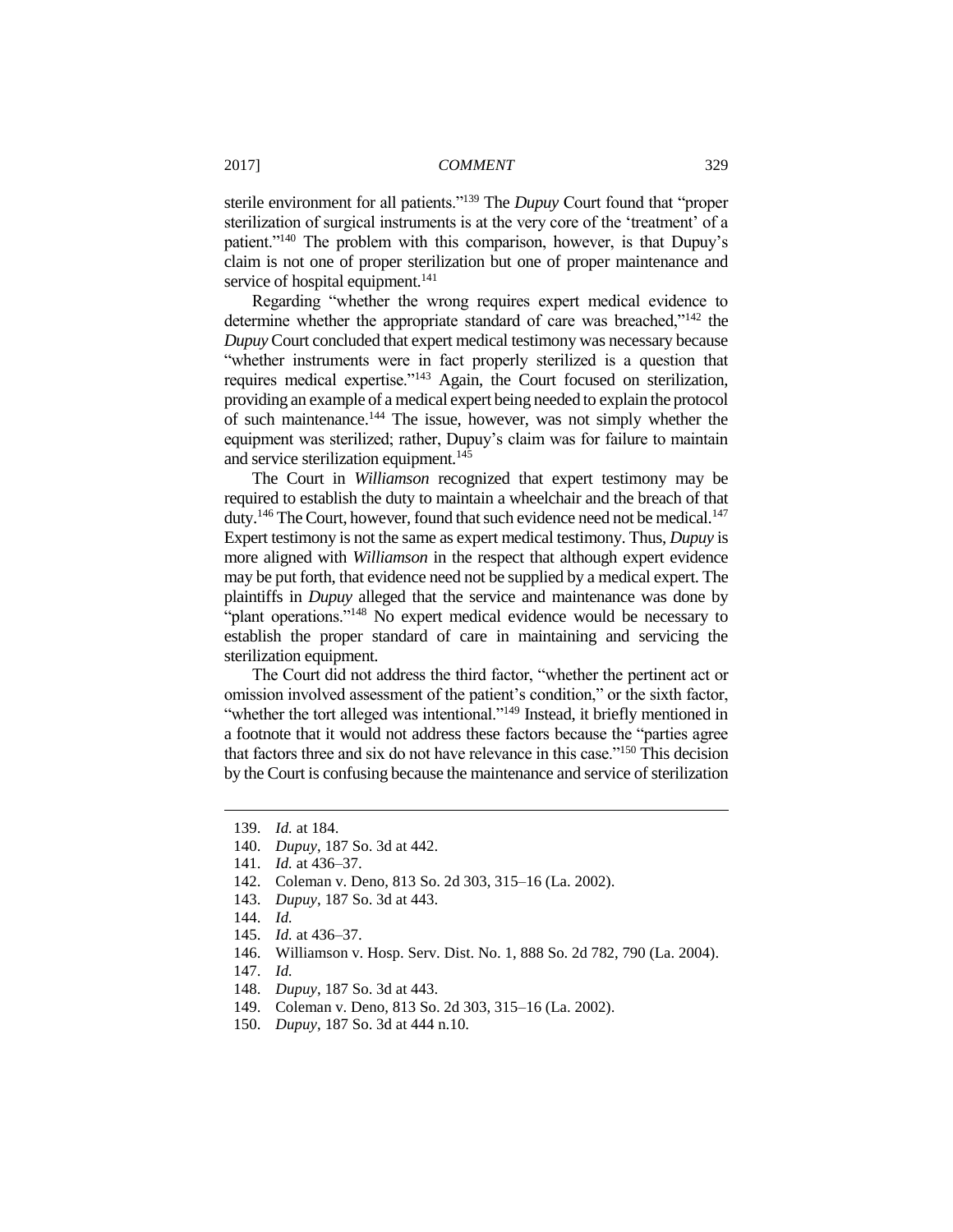sterile environment for all patients."[139] The *Dupuy* Court found that "proper sterilization of surgical instruments is at the very core of the 'treatment' of a patient."[140] The problem with this comparison, however, is that Dupuy's claim is not one of proper sterilization but one of proper maintenance and service of hospital equipment.[141]

Regarding "whether the wrong requires expert medical evidence to determine whether the appropriate standard of care was breached,"[142] the *Dupuy* Court concluded that expert medical testimony was necessary because "whether instruments were in fact properly sterilized is a question that requires medical expertise."[143] Again, the Court focused on sterilization, providing an example of a medical expert being needed to explain the protocol of such maintenance.[144] The issue, however, was not simply whether the equipment was sterilized; rather, Dupuy's claim was for failure to maintain and service sterilization equipment.[145]

The Court in *Williamson* recognized that expert testimony may be required to establish the duty to maintain a wheelchair and the breach of that duty.[146] The Court, however, found that such evidence need not be medical.[147] Expert testimony is not the same as expert medical testimony. Thus, *Dupuy* is more aligned with *Williamson* in the respect that although expert evidence may be put forth, that evidence need not be supplied by a medical expert. The plaintiffs in *Dupuy* alleged that the service and maintenance was done by "plant operations."[148] No expert medical evidence would be necessary to establish the proper standard of care in maintaining and servicing the sterilization equipment.

The Court did not address the third factor, "whether the pertinent act or omission involved assessment of the patient's condition," or the sixth factor, "whether the tort alleged was intentional."[149] Instead, it briefly mentioned in a footnote that it would not address these factors because the "parties agree that factors three and six do not have relevance in this case."[150] This decision by the Court is confusing because the maintenance and service of sterilization

---

139. *Id.* at 184.
140. *Dupuy*, 187 So. 3d at 442.
141. *Id.* at 436–37.
142. Coleman v. Deno, 813 So. 2d 303, 315–16 (La. 2002).
143. *Dupuy*, 187 So. 3d at 443.
144. *Id.*
145. *Id.* at 436–37.
146. Williamson v. Hosp. Serv. Dist. No. 1, 888 So. 2d 782, 790 (La. 2004).
147. *Id.*
148. *Dupuy*, 187 So. 3d at 443.
149. Coleman v. Deno, 813 So. 2d 303, 315–16 (La. 2002).
150. *Dupuy*, 187 So. 3d at 444 n.10.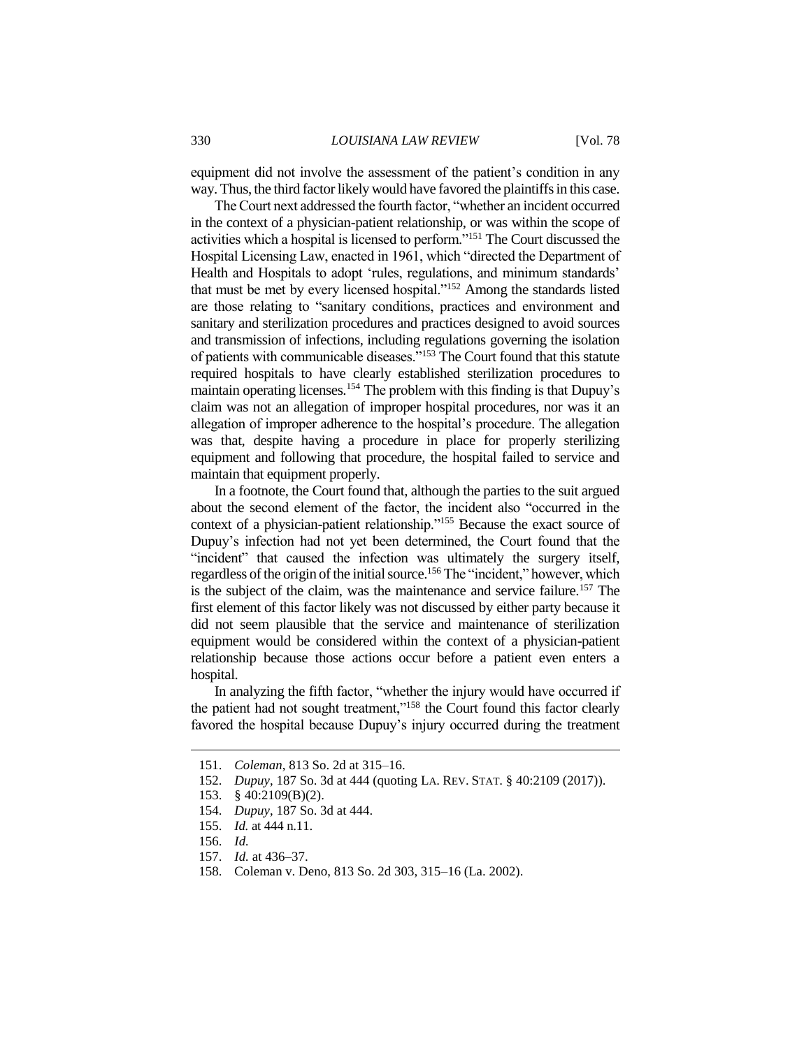equipment did not involve the assessment of the patient's condition in any way. Thus, the third factor likely would have favored the plaintiffs in this case.

The Court next addressed the fourth factor, "whether an incident occurred in the context of a physician-patient relationship, or was within the scope of activities which a hospital is licensed to perform."[151] The Court discussed the Hospital Licensing Law, enacted in 1961, which "directed the Department of Health and Hospitals to adopt 'rules, regulations, and minimum standards' that must be met by every licensed hospital."[152] Among the standards listed are those relating to "sanitary conditions, practices and environment and sanitary and sterilization procedures and practices designed to avoid sources and transmission of infections, including regulations governing the isolation of patients with communicable diseases."[153] The Court found that this statute required hospitals to have clearly established sterilization procedures to maintain operating licenses.[154] The problem with this finding is that Dupuy's claim was not an allegation of improper hospital procedures, nor was it an allegation of improper adherence to the hospital's procedure. The allegation was that, despite having a procedure in place for properly sterilizing equipment and following that procedure, the hospital failed to service and maintain that equipment properly.

In a footnote, the Court found that, although the parties to the suit argued about the second element of the factor, the incident also "occurred in the context of a physician-patient relationship."[155] Because the exact source of Dupuy's infection had not yet been determined, the Court found that the "incident" that caused the infection was ultimately the surgery itself, regardless of the origin of the initial source.[156] The "incident," however, which is the subject of the claim, was the maintenance and service failure.[157] The first element of this factor likely was not discussed by either party because it did not seem plausible that the service and maintenance of sterilization equipment would be considered within the context of a physician-patient relationship because those actions occur before a patient even enters a hospital.

In analyzing the fifth factor, "whether the injury would have occurred if the patient had not sought treatment,"[158] the Court found this factor clearly favored the hospital because Dupuy's injury occurred during the treatment

---

151. *Coleman*, 813 So. 2d at 315–16.
152. *Dupuy*, 187 So. 3d at 444 (quoting LA. REV. STAT. § 40:2109 (2017)).
153. § 40:2109(B)(2).
154. *Dupuy*, 187 So. 3d at 444.
155. *Id.* at 444 n.11.
156. *Id.*
157. *Id.* at 436–37.
158. Coleman v. Deno, 813 So. 2d 303, 315–16 (La. 2002).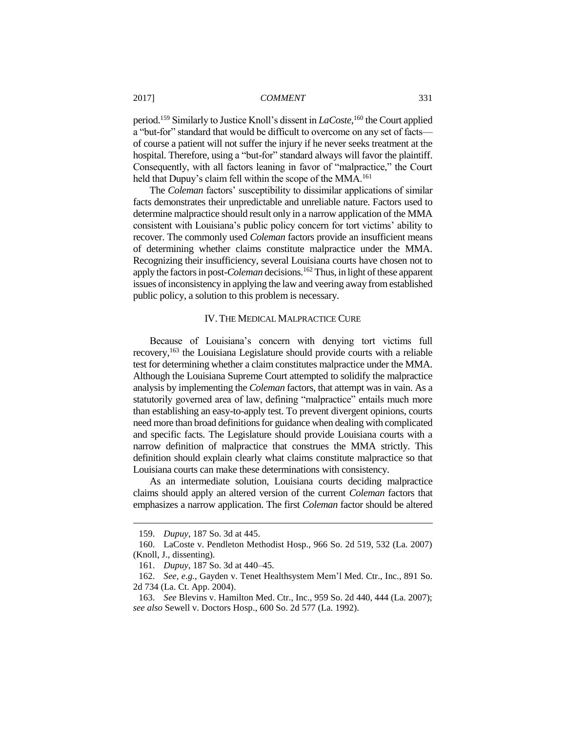period.[159] Similarly to Justice Knoll's dissent in *LaCoste*,[160] the Court applied a "but-for" standard that would be difficult to overcome on any set of facts—of course a patient will not suffer the injury if he never seeks treatment at the hospital. Therefore, using a "but-for" standard always will favor the plaintiff. Consequently, with all factors leaning in favor of "malpractice," the Court held that Dupuy's claim fell within the scope of the MMA.[161]

The *Coleman* factors' susceptibility to dissimilar applications of similar facts demonstrates their unpredictable and unreliable nature. Factors used to determine malpractice should result only in a narrow application of the MMA consistent with Louisiana's public policy concern for tort victims' ability to recover. The commonly used *Coleman* factors provide an insufficient means of determining whether claims constitute malpractice under the MMA. Recognizing their insufficiency, several Louisiana courts have chosen not to apply the factors in post-*Coleman* decisions.[162] Thus, in light of these apparent issues of inconsistency in applying the law and veering away from established public policy, a solution to this problem is necessary.

## IV. THE MEDICAL MALPRACTICE CURE

Because of Louisiana's concern with denying tort victims full recovery,[163] the Louisiana Legislature should provide courts with a reliable test for determining whether a claim constitutes malpractice under the MMA. Although the Louisiana Supreme Court attempted to solidify the malpractice analysis by implementing the *Coleman* factors, that attempt was in vain. As a statutorily governed area of law, defining "malpractice" entails much more than establishing an easy-to-apply test. To prevent divergent opinions, courts need more than broad definitions for guidance when dealing with complicated and specific facts. The Legislature should provide Louisiana courts with a narrow definition of malpractice that construes the MMA strictly. This definition should explain clearly what claims constitute malpractice so that Louisiana courts can make these determinations with consistency.

As an intermediate solution, Louisiana courts deciding malpractice claims should apply an altered version of the current *Coleman* factors that emphasizes a narrow application. The first *Coleman* factor should be altered

---

159. *Dupuy*, 187 So. 3d at 445.

160. LaCoste v. Pendleton Methodist Hosp., 966 So. 2d 519, 532 (La. 2007) (Knoll, J., dissenting).

161. *Dupuy*, 187 So. 3d at 440–45.

162. *See, e.g.*, Gayden v. Tenet Healthsystem Mem'l Med. Ctr., Inc., 891 So. 2d 734 (La. Ct. App. 2004).

163. *See* Blevins v. Hamilton Med. Ctr., Inc., 959 So. 2d 440, 444 (La. 2007); *see also* Sewell v. Doctors Hosp., 600 So. 2d 577 (La. 1992).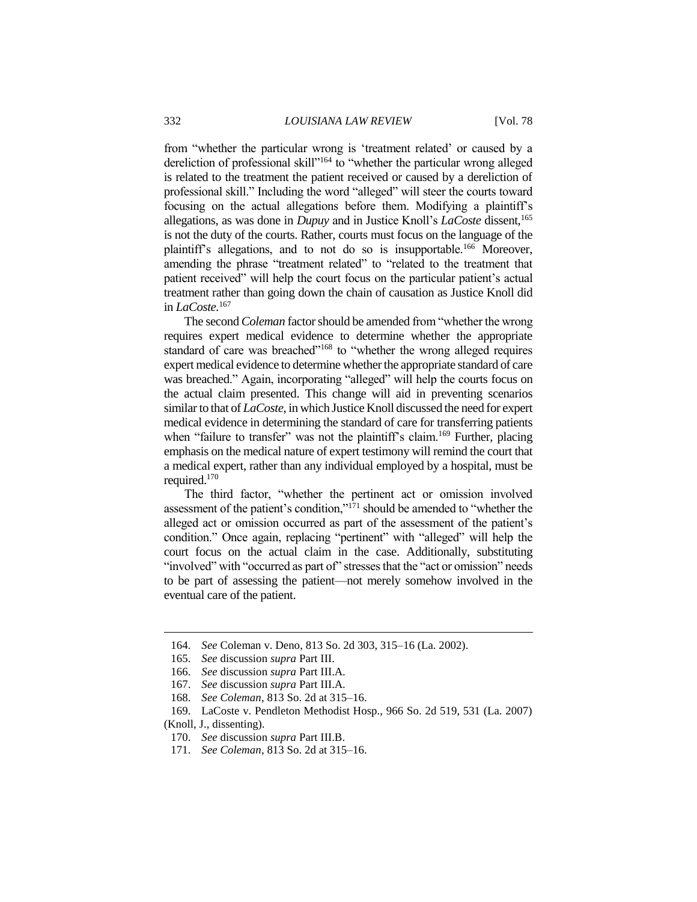from "whether the particular wrong is 'treatment related' or caused by a dereliction of professional skill"[164] to "whether the particular wrong alleged is related to the treatment the patient received or caused by a dereliction of professional skill." Including the word "alleged" will steer the courts toward focusing on the actual allegations before them. Modifying a plaintiff's allegations, as was done in *Dupuy* and in Justice Knoll's *LaCoste* dissent,[165] is not the duty of the courts. Rather, courts must focus on the language of the plaintiff's allegations, and to not do so is insupportable.[166] Moreover, amending the phrase "treatment related" to "related to the treatment that patient received" will help the court focus on the particular patient's actual treatment rather than going down the chain of causation as Justice Knoll did in *LaCoste*.[167]

The second *Coleman* factor should be amended from "whether the wrong requires expert medical evidence to determine whether the appropriate standard of care was breached"[168] to "whether the wrong alleged requires expert medical evidence to determine whether the appropriate standard of care was breached." Again, incorporating "alleged" will help the courts focus on the actual claim presented. This change will aid in preventing scenarios similar to that of *LaCoste*, in which Justice Knoll discussed the need for expert medical evidence in determining the standard of care for transferring patients when "failure to transfer" was not the plaintiff's claim.[169] Further, placing emphasis on the medical nature of expert testimony will remind the court that a medical expert, rather than any individual employed by a hospital, must be required.[170]

The third factor, "whether the pertinent act or omission involved assessment of the patient's condition,"[171] should be amended to "whether the alleged act or omission occurred as part of the assessment of the patient's condition." Once again, replacing "pertinent" with "alleged" will help the court focus on the actual claim in the case. Additionally, substituting "involved" with "occurred as part of" stresses that the "act or omission" needs to be part of assessing the patient—not merely somehow involved in the eventual care of the patient.

---

164. *See* Coleman v. Deno, 813 So. 2d 303, 315–16 (La. 2002).
165. *See* discussion *supra* Part III.
166. *See* discussion *supra* Part III.A.
167. *See* discussion *supra* Part III.A.
168. *See Coleman*, 813 So. 2d at 315–16.
169. LaCoste v. Pendleton Methodist Hosp., 966 So. 2d 519, 531 (La. 2007) (Knoll, J., dissenting).
170. *See* discussion *supra* Part III.B.
171. *See Coleman*, 813 So. 2d at 315–16.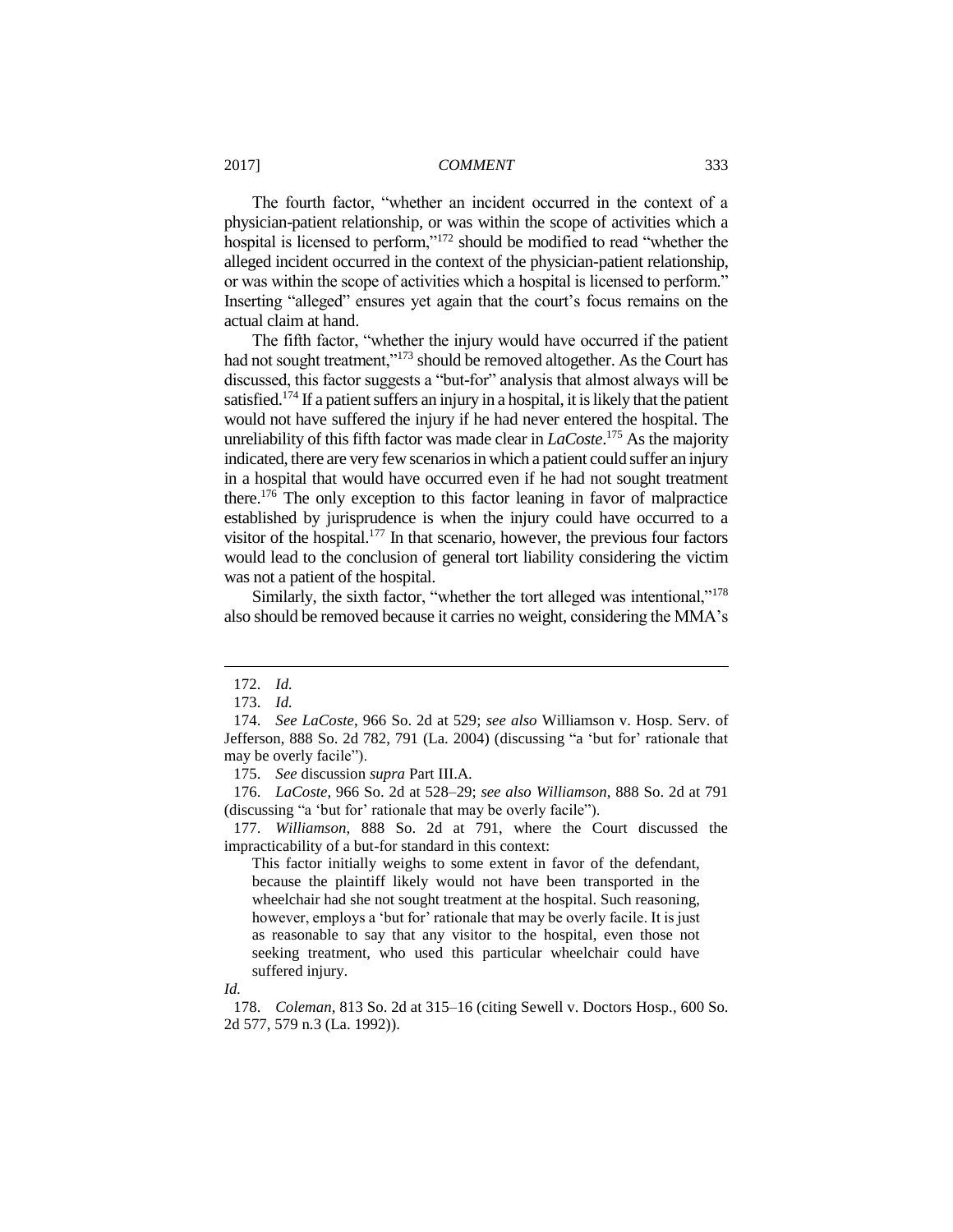The fourth factor, "whether an incident occurred in the context of a physician-patient relationship, or was within the scope of activities which a hospital is licensed to perform,"[172] should be modified to read "whether the alleged incident occurred in the context of the physician-patient relationship, or was within the scope of activities which a hospital is licensed to perform." Inserting "alleged" ensures yet again that the court's focus remains on the actual claim at hand.

The fifth factor, "whether the injury would have occurred if the patient had not sought treatment,"[173] should be removed altogether. As the Court has discussed, this factor suggests a "but-for" analysis that almost always will be satisfied.[174] If a patient suffers an injury in a hospital, it is likely that the patient would not have suffered the injury if he had never entered the hospital. The unreliability of this fifth factor was made clear in *LaCoste*.[175] As the majority indicated, there are very few scenarios in which a patient could suffer an injury in a hospital that would have occurred even if he had not sought treatment there.[176] The only exception to this factor leaning in favor of malpractice established by jurisprudence is when the injury could have occurred to a visitor of the hospital.[177] In that scenario, however, the previous four factors would lead to the conclusion of general tort liability considering the victim was not a patient of the hospital.

Similarly, the sixth factor, "whether the tort alleged was intentional,"[178] also should be removed because it carries no weight, considering the MMA's

---

172. *Id.*

173. *Id.*

174. *See LaCoste*, 966 So. 2d at 529; *see also* Williamson v. Hosp. Serv. of Jefferson, 888 So. 2d 782, 791 (La. 2004) (discussing "a 'but for' rationale that may be overly facile").

175. *See* discussion *supra* Part III.A.

176. *LaCoste*, 966 So. 2d at 528–29; *see also Williamson*, 888 So. 2d at 791 (discussing "a 'but for' rationale that may be overly facile").

177. *Williamson*, 888 So. 2d at 791, where the Court discussed the impracticability of a but-for standard in this context:

> This factor initially weighs to some extent in favor of the defendant, because the plaintiff likely would not have been transported in the wheelchair had she not sought treatment at the hospital. Such reasoning, however, employs a 'but for' rationale that may be overly facile. It is just as reasonable to say that any visitor to the hospital, even those not seeking treatment, who used this particular wheelchair could have suffered injury.

*Id.*

178. *Coleman*, 813 So. 2d at 315–16 (citing Sewell v. Doctors Hosp., 600 So. 2d 577, 579 n.3 (La. 1992)).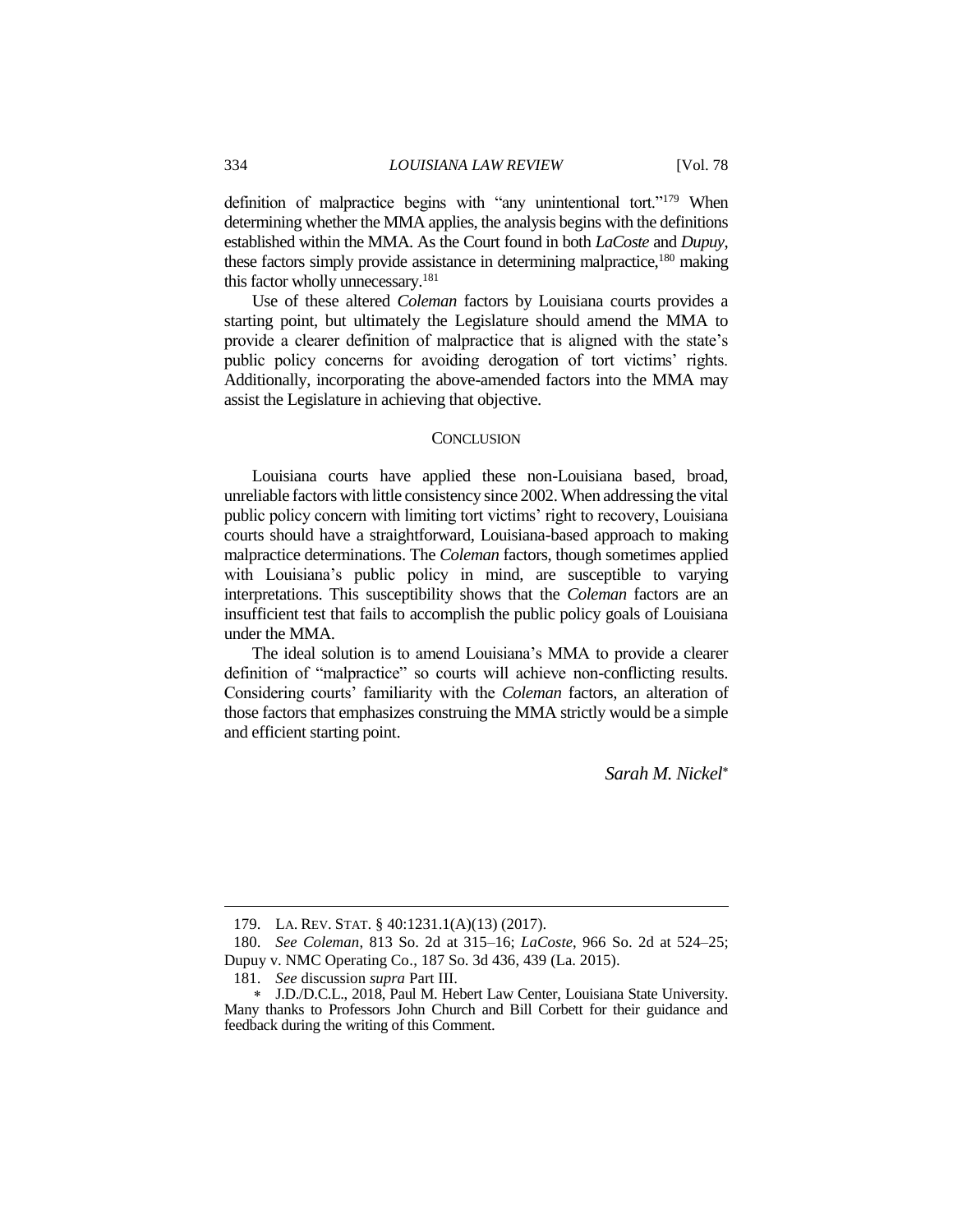definition of malpractice begins with "any unintentional tort."[179] When determining whether the MMA applies, the analysis begins with the definitions established within the MMA. As the Court found in both *LaCoste* and *Dupuy*, these factors simply provide assistance in determining malpractice,[180] making this factor wholly unnecessary.[181]

Use of these altered *Coleman* factors by Louisiana courts provides a starting point, but ultimately the Legislature should amend the MMA to provide a clearer definition of malpractice that is aligned with the state's public policy concerns for avoiding derogation of tort victims' rights. Additionally, incorporating the above-amended factors into the MMA may assist the Legislature in achieving that objective.

## CONCLUSION

Louisiana courts have applied these non-Louisiana based, broad, unreliable factors with little consistency since 2002. When addressing the vital public policy concern with limiting tort victims' right to recovery, Louisiana courts should have a straightforward, Louisiana-based approach to making malpractice determinations. The *Coleman* factors, though sometimes applied with Louisiana's public policy in mind, are susceptible to varying interpretations. This susceptibility shows that the *Coleman* factors are an insufficient test that fails to accomplish the public policy goals of Louisiana under the MMA.

The ideal solution is to amend Louisiana's MMA to provide a clearer definition of "malpractice" so courts will achieve non-conflicting results. Considering courts' familiarity with the *Coleman* factors, an alteration of those factors that emphasizes construing the MMA strictly would be a simple and efficient starting point.

*Sarah M. Nickel*[*]

---

179. LA. REV. STAT. § 40:1231.1(A)(13) (2017).

180. *See Coleman*, 813 So. 2d at 315–16; *LaCoste*, 966 So. 2d at 524–25; Dupuy v. NMC Operating Co., 187 So. 3d 436, 439 (La. 2015).

181. *See* discussion *supra* Part III.

\* J.D./D.C.L., 2018, Paul M. Hebert Law Center, Louisiana State University. Many thanks to Professors John Church and Bill Corbett for their guidance and feedback during the writing of this Comment.